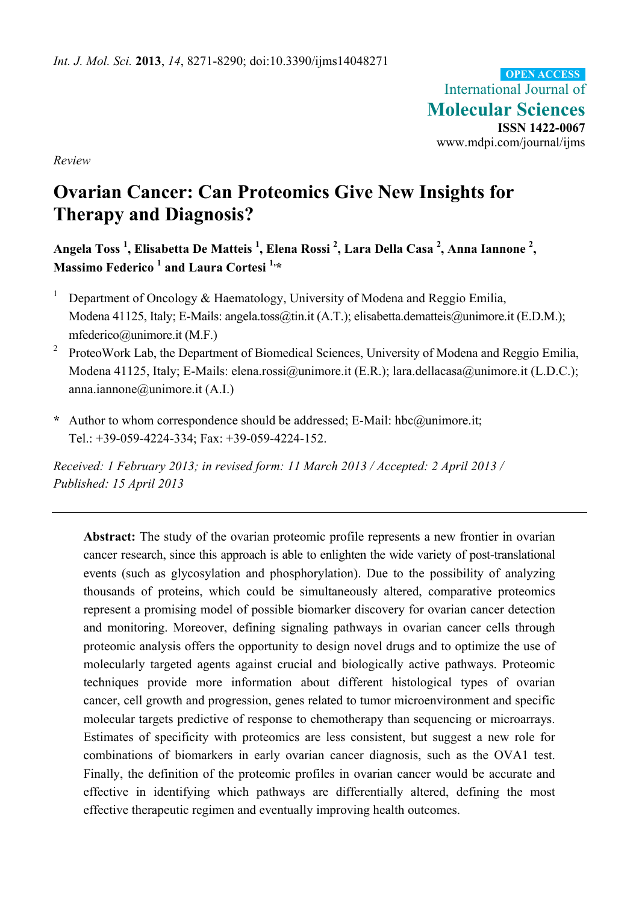*Int. J. Mol. Sci.* **2013**, *14*, 8271-8290; doi:10.3390/ijms14048271

OPEN ACCESS

International Journal of
**Molecular Sciences**
**ISSN 1422-0067**
www.mdpi.com/journal/ijms

*Review*

# Ovarian Cancer: Can Proteomics Give New Insights for Therapy and Diagnosis?

**Angela Toss [1], Elisabetta De Matteis [1], Elena Rossi [2], Lara Della Casa [2], Anna Iannone [2], Massimo Federico [1] and Laura Cortesi [1,*]**

[1] Department of Oncology & Haematology, University of Modena and Reggio Emilia, Modena 41125, Italy; E-Mails: angela.toss@tin.it (A.T.); elisabetta.dematteis@unimore.it (E.D.M.); mfederico@unimore.it (M.F.)

[2] ProteoWork Lab, the Department of Biomedical Sciences, University of Modena and Reggio Emilia, Modena 41125, Italy; E-Mails: elena.rossi@unimore.it (E.R.); lara.dellacasa@unimore.it (L.D.C.); anna.iannone@unimore.it (A.I.)

**\*** Author to whom correspondence should be addressed; E-Mail: hbc@unimore.it; Tel.: +39-059-4224-334; Fax: +39-059-4224-152.

*Received: 1 February 2013; in revised form: 11 March 2013 / Accepted: 2 April 2013 / Published: 15 April 2013*

---

**Abstract:** The study of the ovarian proteomic profile represents a new frontier in ovarian cancer research, since this approach is able to enlighten the wide variety of post-translational events (such as glycosylation and phosphorylation). Due to the possibility of analyzing thousands of proteins, which could be simultaneously altered, comparative proteomics represent a promising model of possible biomarker discovery for ovarian cancer detection and monitoring. Moreover, defining signaling pathways in ovarian cancer cells through proteomic analysis offers the opportunity to design novel drugs and to optimize the use of molecularly targeted agents against crucial and biologically active pathways. Proteomic techniques provide more information about different histological types of ovarian cancer, cell growth and progression, genes related to tumor microenvironment and specific molecular targets predictive of response to chemotherapy than sequencing or microarrays. Estimates of specificity with proteomics are less consistent, but suggest a new role for combinations of biomarkers in early ovarian cancer diagnosis, such as the OVA1 test. Finally, the definition of the proteomic profiles in ovarian cancer would be accurate and effective in identifying which pathways are differentially altered, defining the most effective therapeutic regimen and eventually improving health outcomes.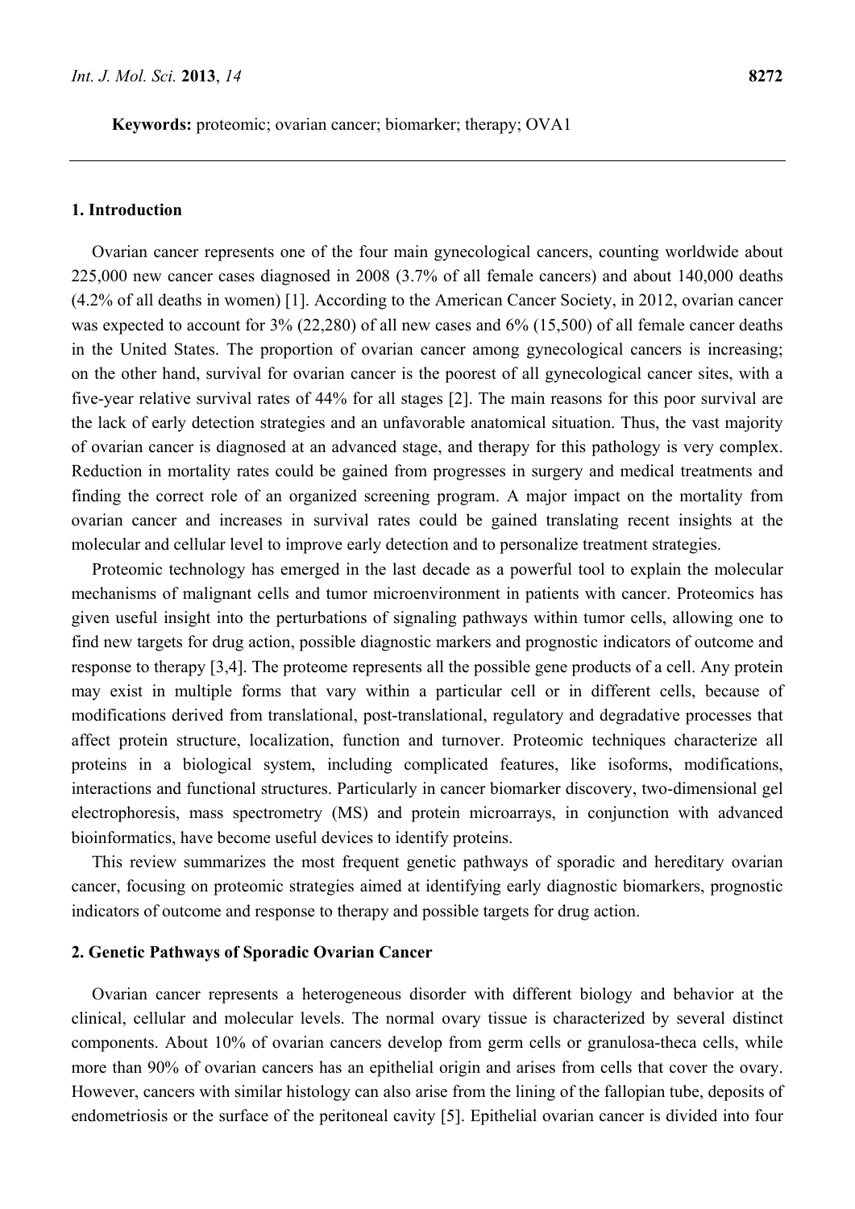**Keywords:** proteomic; ovarian cancer; biomarker; therapy; OVA1

## 1. Introduction

Ovarian cancer represents one of the four main gynecological cancers, counting worldwide about 225,000 new cancer cases diagnosed in 2008 (3.7% of all female cancers) and about 140,000 deaths (4.2% of all deaths in women) [1]. According to the American Cancer Society, in 2012, ovarian cancer was expected to account for 3% (22,280) of all new cases and 6% (15,500) of all female cancer deaths in the United States. The proportion of ovarian cancer among gynecological cancers is increasing; on the other hand, survival for ovarian cancer is the poorest of all gynecological cancer sites, with a five-year relative survival rates of 44% for all stages [2]. The main reasons for this poor survival are the lack of early detection strategies and an unfavorable anatomical situation. Thus, the vast majority of ovarian cancer is diagnosed at an advanced stage, and therapy for this pathology is very complex. Reduction in mortality rates could be gained from progresses in surgery and medical treatments and finding the correct role of an organized screening program. A major impact on the mortality from ovarian cancer and increases in survival rates could be gained translating recent insights at the molecular and cellular level to improve early detection and to personalize treatment strategies.

Proteomic technology has emerged in the last decade as a powerful tool to explain the molecular mechanisms of malignant cells and tumor microenvironment in patients with cancer. Proteomics has given useful insight into the perturbations of signaling pathways within tumor cells, allowing one to find new targets for drug action, possible diagnostic markers and prognostic indicators of outcome and response to therapy [3,4]. The proteome represents all the possible gene products of a cell. Any protein may exist in multiple forms that vary within a particular cell or in different cells, because of modifications derived from translational, post-translational, regulatory and degradative processes that affect protein structure, localization, function and turnover. Proteomic techniques characterize all proteins in a biological system, including complicated features, like isoforms, modifications, interactions and functional structures. Particularly in cancer biomarker discovery, two-dimensional gel electrophoresis, mass spectrometry (MS) and protein microarrays, in conjunction with advanced bioinformatics, have become useful devices to identify proteins.

This review summarizes the most frequent genetic pathways of sporadic and hereditary ovarian cancer, focusing on proteomic strategies aimed at identifying early diagnostic biomarkers, prognostic indicators of outcome and response to therapy and possible targets for drug action.

## 2. Genetic Pathways of Sporadic Ovarian Cancer

Ovarian cancer represents a heterogeneous disorder with different biology and behavior at the clinical, cellular and molecular levels. The normal ovary tissue is characterized by several distinct components. About 10% of ovarian cancers develop from germ cells or granulosa-theca cells, while more than 90% of ovarian cancers has an epithelial origin and arises from cells that cover the ovary. However, cancers with similar histology can also arise from the lining of the fallopian tube, deposits of endometriosis or the surface of the peritoneal cavity [5]. Epithelial ovarian cancer is divided into four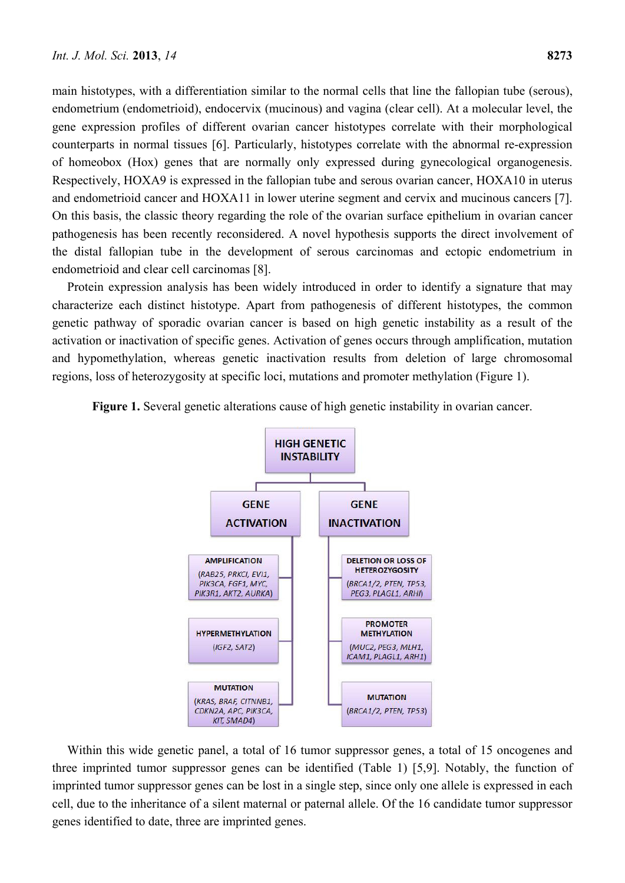main histotypes, with a differentiation similar to the normal cells that line the fallopian tube (serous), endometrium (endometrioid), endocervix (mucinous) and vagina (clear cell). At a molecular level, the gene expression profiles of different ovarian cancer histotypes correlate with their morphological counterparts in normal tissues [6]. Particularly, histotypes correlate with the abnormal re-expression of homeobox (Hox) genes that are normally only expressed during gynecological organogenesis. Respectively, HOXA9 is expressed in the fallopian tube and serous ovarian cancer, HOXA10 in uterus and endometrioid cancer and HOXA11 in lower uterine segment and cervix and mucinous cancers [7]. On this basis, the classic theory regarding the role of the ovarian surface epithelium in ovarian cancer pathogenesis has been recently reconsidered. A novel hypothesis supports the direct involvement of the distal fallopian tube in the development of serous carcinomas and ectopic endometrium in endometrioid and clear cell carcinomas [8].

Protein expression analysis has been widely introduced in order to identify a signature that may characterize each distinct histotype. Apart from pathogenesis of different histotypes, the common genetic pathway of sporadic ovarian cancer is based on high genetic instability as a result of the activation or inactivation of specific genes. Activation of genes occurs through amplification, mutation and hypomethylation, whereas genetic inactivation results from deletion of large chromosomal regions, loss of heterozygosity at specific loci, mutations and promoter methylation (Figure 1).

**Figure 1.** Several genetic alterations cause of high genetic instability in ovarian cancer.

- **HIGH GENETIC INSTABILITY**
  - **GENE ACTIVATION**
    - AMPLIFICATION (*RAB25, PRKCI, EVI1, PIK3CA, FGF1, MYC, PIK3R1, AKT2, AURKA*)
    - HYPERMETHYLATION (*IGF2, SAT2*)
    - MUTATION (*KRAS, BRAF, CITNNB1, CDKN2A, APC, PIK3CA, KIT, SMAD4*)
  - **GENE INACTIVATION**
    - DELETION OR LOSS OF HETEROZYGOSITY (*BRCA1/2, PTEN, TP53, PEG3, PLAGL1, ARHI*)
    - PROMOTER METHYLATION (*MUC2, PEG3, MLH1, ICAM1, PLAGL1, ARH1*)
    - MUTATION (*BRCA1/2, PTEN, TP53*)

Within this wide genetic panel, a total of 16 tumor suppressor genes, a total of 15 oncogenes and three imprinted tumor suppressor genes can be identified (Table 1) [5,9]. Notably, the function of imprinted tumor suppressor genes can be lost in a single step, since only one allele is expressed in each cell, due to the inheritance of a silent maternal or paternal allele. Of the 16 candidate tumor suppressor genes identified to date, three are imprinted genes.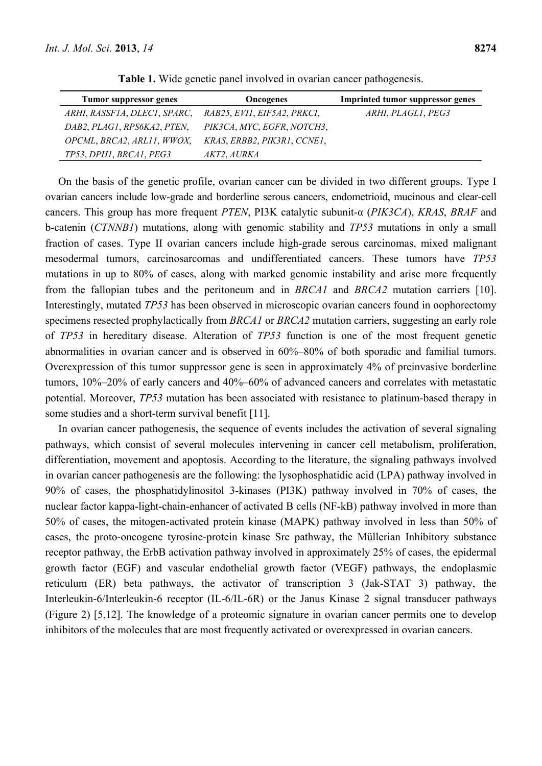**Table 1.** Wide genetic panel involved in ovarian cancer pathogenesis.

| Tumor suppressor genes | Oncogenes | Imprinted tumor suppressor genes |
|---|---|---|
| *ARHI*, *RASSF1A*, *DLEC1*, *SPARC*, *DAB2*, *PLAG1*, *RPS6KA2*, *PTEN*, *OPCML*, *BRCA2*, *ARL11*, *WWOX*, *TP53*, *DPH1*, *BRCA1*, *PEG3* | *RAB25*, *EVI1*, *EIF5A2*, *PRKCI*, *PIK3CA*, *MYC*, *EGFR*, *NOTCH3*, *KRAS*, *ERBB2*, *PIK3R1*, *CCNE1*, *AKT2*, *AURKA* | *ARHI*, *PLAGL1*, *PEG3* |

On the basis of the genetic profile, ovarian cancer can be divided in two different groups. Type I ovarian cancers include low-grade and borderline serous cancers, endometrioid, mucinous and clear-cell cancers. This group has more frequent *PTEN*, PI3K catalytic subunit-α (*PIK3CA*), *KRAS*, *BRAF* and b-catenin (*CTNNB1*) mutations, along with genomic stability and *TP53* mutations in only a small fraction of cases. Type II ovarian cancers include high-grade serous carcinomas, mixed malignant mesodermal tumors, carcinosarcomas and undifferentiated cancers. These tumors have *TP53* mutations in up to 80% of cases, along with marked genomic instability and arise more frequently from the fallopian tubes and the peritoneum and in *BRCA1* and *BRCA2* mutation carriers [10]. Interestingly, mutated *TP53* has been observed in microscopic ovarian cancers found in oophorectomy specimens resected prophylactically from *BRCA1* or *BRCA2* mutation carriers, suggesting an early role of *TP53* in hereditary disease. Alteration of *TP53* function is one of the most frequent genetic abnormalities in ovarian cancer and is observed in 60%–80% of both sporadic and familial tumors. Overexpression of this tumor suppressor gene is seen in approximately 4% of preinvasive borderline tumors, 10%–20% of early cancers and 40%–60% of advanced cancers and correlates with metastatic potential. Moreover, *TP53* mutation has been associated with resistance to platinum-based therapy in some studies and a short-term survival benefit [11].

In ovarian cancer pathogenesis, the sequence of events includes the activation of several signaling pathways, which consist of several molecules intervening in cancer cell metabolism, proliferation, differentiation, movement and apoptosis. According to the literature, the signaling pathways involved in ovarian cancer pathogenesis are the following: the lysophosphatidic acid (LPA) pathway involved in 90% of cases, the phosphatidylinositol 3-kinases (PI3K) pathway involved in 70% of cases, the nuclear factor kappa-light-chain-enhancer of activated B cells (NF-kB) pathway involved in more than 50% of cases, the mitogen-activated protein kinase (MAPK) pathway involved in less than 50% of cases, the proto-oncogene tyrosine-protein kinase Src pathway, the Müllerian Inhibitory substance receptor pathway, the ErbB activation pathway involved in approximately 25% of cases, the epidermal growth factor (EGF) and vascular endothelial growth factor (VEGF) pathways, the endoplasmic reticulum (ER) beta pathways, the activator of transcription 3 (Jak-STAT 3) pathway, the Interleukin-6/Interleukin-6 receptor (IL-6/IL-6R) or the Janus Kinase 2 signal transducer pathways (Figure 2) [5,12]. The knowledge of a proteomic signature in ovarian cancer permits one to develop inhibitors of the molecules that are most frequently activated or overexpressed in ovarian cancers.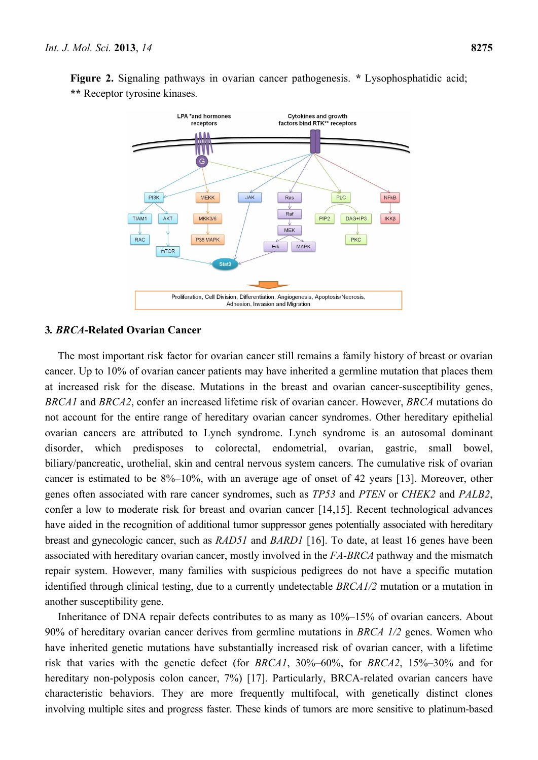**Figure 2.** Signaling pathways in ovarian cancer pathogenesis. * Lysophosphatidic acid; ** Receptor tyrosine kinases.

## 3. *BRCA*-Related Ovarian Cancer

The most important risk factor for ovarian cancer still remains a family history of breast or ovarian cancer. Up to 10% of ovarian cancer patients may have inherited a germline mutation that places them at increased risk for the disease. Mutations in the breast and ovarian cancer-susceptibility genes, *BRCA1* and *BRCA2*, confer an increased lifetime risk of ovarian cancer. However, *BRCA* mutations do not account for the entire range of hereditary ovarian cancer syndromes. Other hereditary epithelial ovarian cancers are attributed to Lynch syndrome. Lynch syndrome is an autosomal dominant disorder, which predisposes to colorectal, endometrial, ovarian, gastric, small bowel, biliary/pancreatic, urothelial, skin and central nervous system cancers. The cumulative risk of ovarian cancer is estimated to be 8%–10%, with an average age of onset of 42 years [13]. Moreover, other genes often associated with rare cancer syndromes, such as *TP53* and *PTEN* or *CHEK2* and *PALB2*, confer a low to moderate risk for breast and ovarian cancer [14,15]. Recent technological advances have aided in the recognition of additional tumor suppressor genes potentially associated with hereditary breast and gynecologic cancer, such as *RAD51* and *BARD1* [16]. To date, at least 16 genes have been associated with hereditary ovarian cancer, mostly involved in the *FA-BRCA* pathway and the mismatch repair system. However, many families with suspicious pedigrees do not have a specific mutation identified through clinical testing, due to a currently undetectable *BRCA1/2* mutation or a mutation in another susceptibility gene.

Inheritance of DNA repair defects contributes to as many as 10%–15% of ovarian cancers. About 90% of hereditary ovarian cancer derives from germline mutations in *BRCA 1/2* genes. Women who have inherited genetic mutations have substantially increased risk of ovarian cancer, with a lifetime risk that varies with the genetic defect (for *BRCA1*, 30%–60%, for *BRCA2*, 15%–30% and for hereditary non-polyposis colon cancer, 7%) [17]. Particularly, BRCA-related ovarian cancers have characteristic behaviors. They are more frequently multifocal, with genetically distinct clones involving multiple sites and progress faster. These kinds of tumors are more sensitive to platinum-based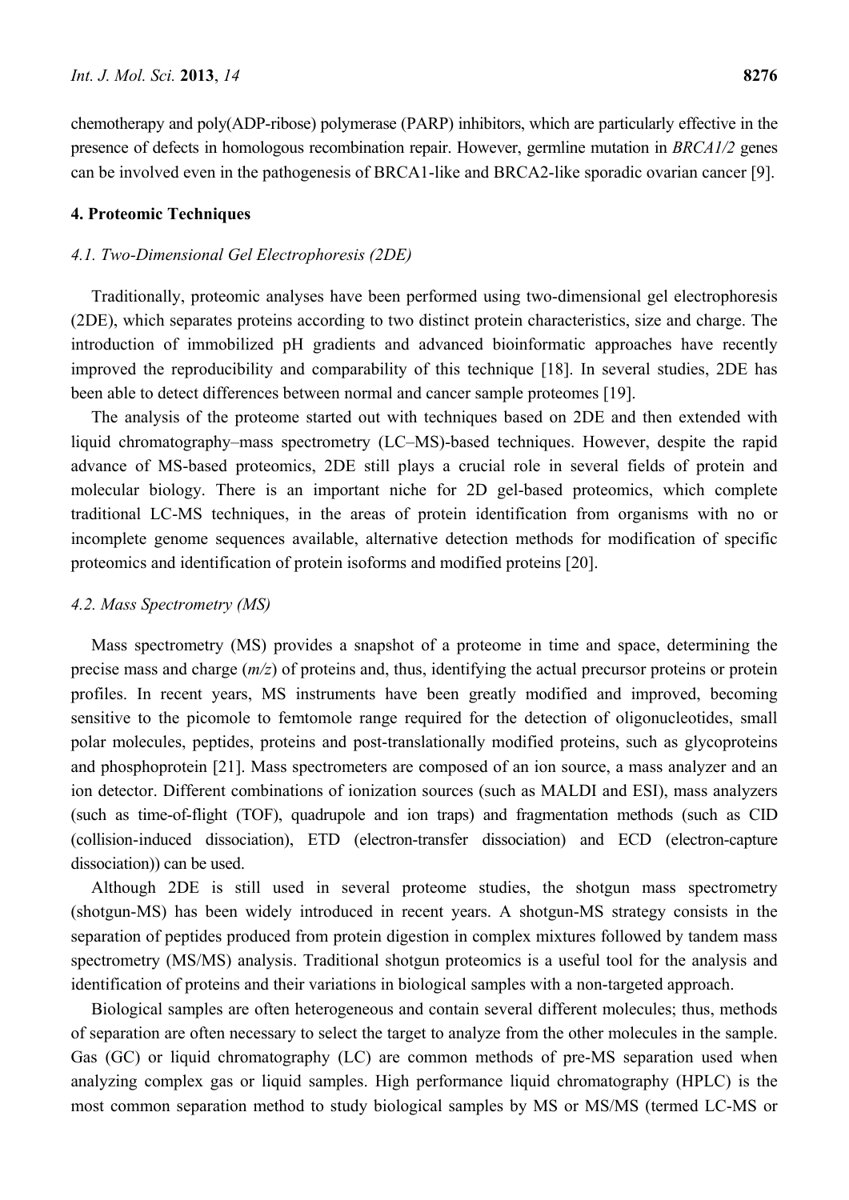chemotherapy and poly(ADP-ribose) polymerase (PARP) inhibitors, which are particularly effective in the presence of defects in homologous recombination repair. However, germline mutation in *BRCA1/2* genes can be involved even in the pathogenesis of BRCA1-like and BRCA2-like sporadic ovarian cancer [9].

## 4. Proteomic Techniques

### *4.1. Two-Dimensional Gel Electrophoresis (2DE)*

Traditionally, proteomic analyses have been performed using two-dimensional gel electrophoresis (2DE), which separates proteins according to two distinct protein characteristics, size and charge. The introduction of immobilized pH gradients and advanced bioinformatic approaches have recently improved the reproducibility and comparability of this technique [18]. In several studies, 2DE has been able to detect differences between normal and cancer sample proteomes [19].

The analysis of the proteome started out with techniques based on 2DE and then extended with liquid chromatography–mass spectrometry (LC–MS)-based techniques. However, despite the rapid advance of MS-based proteomics, 2DE still plays a crucial role in several fields of protein and molecular biology. There is an important niche for 2D gel-based proteomics, which complete traditional LC-MS techniques, in the areas of protein identification from organisms with no or incomplete genome sequences available, alternative detection methods for modification of specific proteomics and identification of protein isoforms and modified proteins [20].

### *4.2. Mass Spectrometry (MS)*

Mass spectrometry (MS) provides a snapshot of a proteome in time and space, determining the precise mass and charge (*m/z*) of proteins and, thus, identifying the actual precursor proteins or protein profiles. In recent years, MS instruments have been greatly modified and improved, becoming sensitive to the picomole to femtomole range required for the detection of oligonucleotides, small polar molecules, peptides, proteins and post-translationally modified proteins, such as glycoproteins and phosphoprotein [21]. Mass spectrometers are composed of an ion source, a mass analyzer and an ion detector. Different combinations of ionization sources (such as MALDI and ESI), mass analyzers (such as time-of-flight (TOF), quadrupole and ion traps) and fragmentation methods (such as CID (collision-induced dissociation), ETD (electron-transfer dissociation) and ECD (electron-capture dissociation)) can be used.

Although 2DE is still used in several proteome studies, the shotgun mass spectrometry (shotgun-MS) has been widely introduced in recent years. A shotgun-MS strategy consists in the separation of peptides produced from protein digestion in complex mixtures followed by tandem mass spectrometry (MS/MS) analysis. Traditional shotgun proteomics is a useful tool for the analysis and identification of proteins and their variations in biological samples with a non-targeted approach.

Biological samples are often heterogeneous and contain several different molecules; thus, methods of separation are often necessary to select the target to analyze from the other molecules in the sample. Gas (GC) or liquid chromatography (LC) are common methods of pre-MS separation used when analyzing complex gas or liquid samples. High performance liquid chromatography (HPLC) is the most common separation method to study biological samples by MS or MS/MS (termed LC-MS or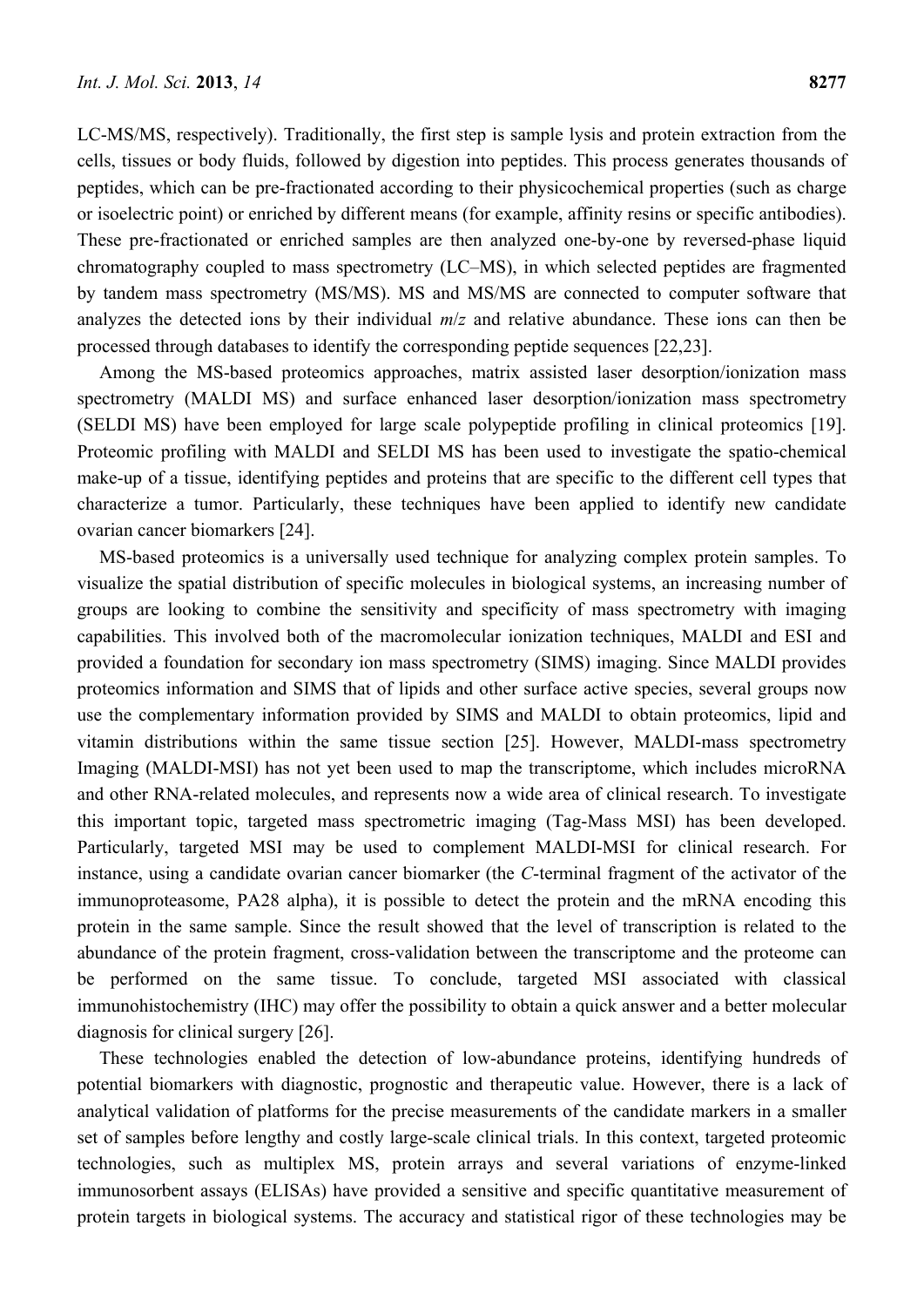LC-MS/MS, respectively). Traditionally, the first step is sample lysis and protein extraction from the cells, tissues or body fluids, followed by digestion into peptides. This process generates thousands of peptides, which can be pre-fractionated according to their physicochemical properties (such as charge or isoelectric point) or enriched by different means (for example, affinity resins or specific antibodies). These pre-fractionated or enriched samples are then analyzed one-by-one by reversed-phase liquid chromatography coupled to mass spectrometry (LC–MS), in which selected peptides are fragmented by tandem mass spectrometry (MS/MS). MS and MS/MS are connected to computer software that analyzes the detected ions by their individual $m/z$ and relative abundance. These ions can then be processed through databases to identify the corresponding peptide sequences [22,23].

Among the MS-based proteomics approaches, matrix assisted laser desorption/ionization mass spectrometry (MALDI MS) and surface enhanced laser desorption/ionization mass spectrometry (SELDI MS) have been employed for large scale polypeptide profiling in clinical proteomics [19]. Proteomic profiling with MALDI and SELDI MS has been used to investigate the spatio-chemical make-up of a tissue, identifying peptides and proteins that are specific to the different cell types that characterize a tumor. Particularly, these techniques have been applied to identify new candidate ovarian cancer biomarkers [24].

MS-based proteomics is a universally used technique for analyzing complex protein samples. To visualize the spatial distribution of specific molecules in biological systems, an increasing number of groups are looking to combine the sensitivity and specificity of mass spectrometry with imaging capabilities. This involved both of the macromolecular ionization techniques, MALDI and ESI and provided a foundation for secondary ion mass spectrometry (SIMS) imaging. Since MALDI provides proteomics information and SIMS that of lipids and other surface active species, several groups now use the complementary information provided by SIMS and MALDI to obtain proteomics, lipid and vitamin distributions within the same tissue section [25]. However, MALDI-mass spectrometry Imaging (MALDI-MSI) has not yet been used to map the transcriptome, which includes microRNA and other RNA-related molecules, and represents now a wide area of clinical research. To investigate this important topic, targeted mass spectrometric imaging (Tag-Mass MSI) has been developed. Particularly, targeted MSI may be used to complement MALDI-MSI for clinical research. For instance, using a candidate ovarian cancer biomarker (the *C*-terminal fragment of the activator of the immunoproteasome, PA28 alpha), it is possible to detect the protein and the mRNA encoding this protein in the same sample. Since the result showed that the level of transcription is related to the abundance of the protein fragment, cross-validation between the transcriptome and the proteome can be performed on the same tissue. To conclude, targeted MSI associated with classical immunohistochemistry (IHC) may offer the possibility to obtain a quick answer and a better molecular diagnosis for clinical surgery [26].

These technologies enabled the detection of low-abundance proteins, identifying hundreds of potential biomarkers with diagnostic, prognostic and therapeutic value. However, there is a lack of analytical validation of platforms for the precise measurements of the candidate markers in a smaller set of samples before lengthy and costly large-scale clinical trials. In this context, targeted proteomic technologies, such as multiplex MS, protein arrays and several variations of enzyme-linked immunosorbent assays (ELISAs) have provided a sensitive and specific quantitative measurement of protein targets in biological systems. The accuracy and statistical rigor of these technologies may be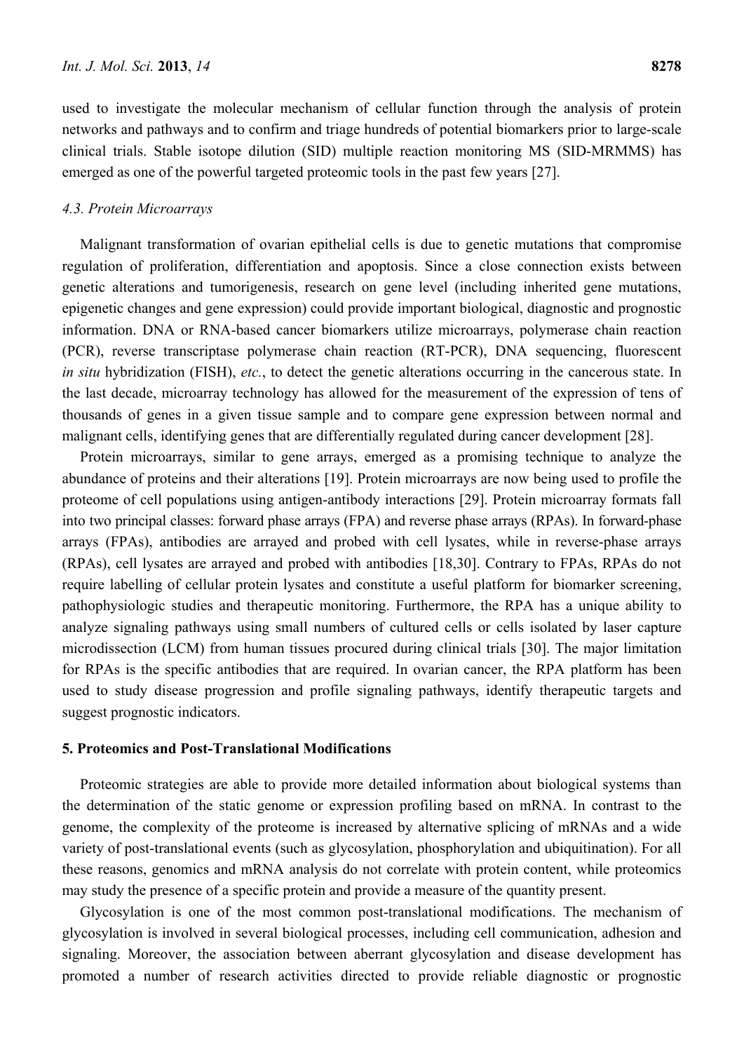used to investigate the molecular mechanism of cellular function through the analysis of protein networks and pathways and to confirm and triage hundreds of potential biomarkers prior to large-scale clinical trials. Stable isotope dilution (SID) multiple reaction monitoring MS (SID-MRMMS) has emerged as one of the powerful targeted proteomic tools in the past few years [27].

### *4.3. Protein Microarrays*

Malignant transformation of ovarian epithelial cells is due to genetic mutations that compromise regulation of proliferation, differentiation and apoptosis. Since a close connection exists between genetic alterations and tumorigenesis, research on gene level (including inherited gene mutations, epigenetic changes and gene expression) could provide important biological, diagnostic and prognostic information. DNA or RNA-based cancer biomarkers utilize microarrays, polymerase chain reaction (PCR), reverse transcriptase polymerase chain reaction (RT-PCR), DNA sequencing, fluorescent *in situ* hybridization (FISH), *etc.*, to detect the genetic alterations occurring in the cancerous state. In the last decade, microarray technology has allowed for the measurement of the expression of tens of thousands of genes in a given tissue sample and to compare gene expression between normal and malignant cells, identifying genes that are differentially regulated during cancer development [28].

Protein microarrays, similar to gene arrays, emerged as a promising technique to analyze the abundance of proteins and their alterations [19]. Protein microarrays are now being used to profile the proteome of cell populations using antigen-antibody interactions [29]. Protein microarray formats fall into two principal classes: forward phase arrays (FPA) and reverse phase arrays (RPAs). In forward-phase arrays (FPAs), antibodies are arrayed and probed with cell lysates, while in reverse-phase arrays (RPAs), cell lysates are arrayed and probed with antibodies [18,30]. Contrary to FPAs, RPAs do not require labelling of cellular protein lysates and constitute a useful platform for biomarker screening, pathophysiologic studies and therapeutic monitoring. Furthermore, the RPA has a unique ability to analyze signaling pathways using small numbers of cultured cells or cells isolated by laser capture microdissection (LCM) from human tissues procured during clinical trials [30]. The major limitation for RPAs is the specific antibodies that are required. In ovarian cancer, the RPA platform has been used to study disease progression and profile signaling pathways, identify therapeutic targets and suggest prognostic indicators.

## **5. Proteomics and Post-Translational Modifications**

Proteomic strategies are able to provide more detailed information about biological systems than the determination of the static genome or expression profiling based on mRNA. In contrast to the genome, the complexity of the proteome is increased by alternative splicing of mRNAs and a wide variety of post-translational events (such as glycosylation, phosphorylation and ubiquitination). For all these reasons, genomics and mRNA analysis do not correlate with protein content, while proteomics may study the presence of a specific protein and provide a measure of the quantity present.

Glycosylation is one of the most common post-translational modifications. The mechanism of glycosylation is involved in several biological processes, including cell communication, adhesion and signaling. Moreover, the association between aberrant glycosylation and disease development has promoted a number of research activities directed to provide reliable diagnostic or prognostic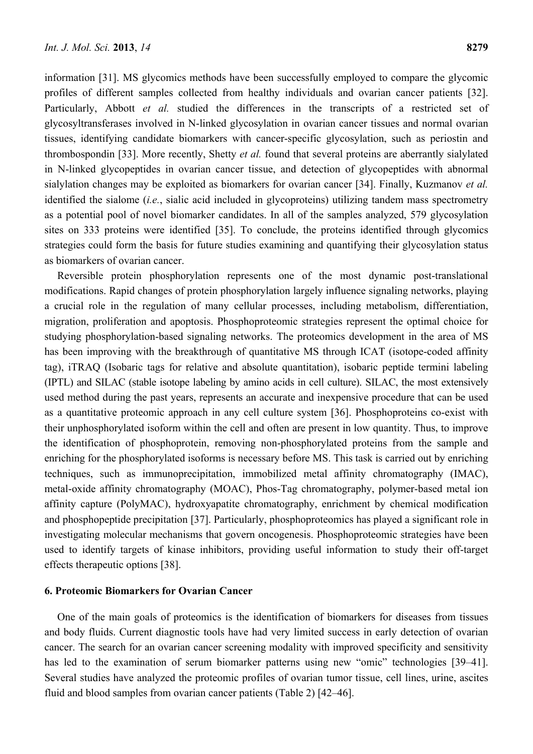information [31]. MS glycomics methods have been successfully employed to compare the glycomic profiles of different samples collected from healthy individuals and ovarian cancer patients [32]. Particularly, Abbott *et al.* studied the differences in the transcripts of a restricted set of glycosyltransferases involved in N-linked glycosylation in ovarian cancer tissues and normal ovarian tissues, identifying candidate biomarkers with cancer-specific glycosylation, such as periostin and thrombospondin [33]. More recently, Shetty *et al.* found that several proteins are aberrantly sialylated in N-linked glycopeptides in ovarian cancer tissue, and detection of glycopeptides with abnormal sialylation changes may be exploited as biomarkers for ovarian cancer [34]. Finally, Kuzmanov *et al.* identified the sialome (*i.e.*, sialic acid included in glycoproteins) utilizing tandem mass spectrometry as a potential pool of novel biomarker candidates. In all of the samples analyzed, 579 glycosylation sites on 333 proteins were identified [35]. To conclude, the proteins identified through glycomics strategies could form the basis for future studies examining and quantifying their glycosylation status as biomarkers of ovarian cancer.

Reversible protein phosphorylation represents one of the most dynamic post-translational modifications. Rapid changes of protein phosphorylation largely influence signaling networks, playing a crucial role in the regulation of many cellular processes, including metabolism, differentiation, migration, proliferation and apoptosis. Phosphoproteomic strategies represent the optimal choice for studying phosphorylation-based signaling networks. The proteomics development in the area of MS has been improving with the breakthrough of quantitative MS through ICAT (isotope-coded affinity tag), iTRAQ (Isobaric tags for relative and absolute quantitation), isobaric peptide termini labeling (IPTL) and SILAC (stable isotope labeling by amino acids in cell culture). SILAC, the most extensively used method during the past years, represents an accurate and inexpensive procedure that can be used as a quantitative proteomic approach in any cell culture system [36]. Phosphoproteins co-exist with their unphosphorylated isoform within the cell and often are present in low quantity. Thus, to improve the identification of phosphoprotein, removing non-phosphorylated proteins from the sample and enriching for the phosphorylated isoforms is necessary before MS. This task is carried out by enriching techniques, such as immunoprecipitation, immobilized metal affinity chromatography (IMAC), metal-oxide affinity chromatography (MOAC), Phos-Tag chromatography, polymer-based metal ion affinity capture (PolyMAC), hydroxyapatite chromatography, enrichment by chemical modification and phosphopeptide precipitation [37]. Particularly, phosphoproteomics has played a significant role in investigating molecular mechanisms that govern oncogenesis. Phosphoproteomic strategies have been used to identify targets of kinase inhibitors, providing useful information to study their off-target effects therapeutic options [38].

## 6. Proteomic Biomarkers for Ovarian Cancer

One of the main goals of proteomics is the identification of biomarkers for diseases from tissues and body fluids. Current diagnostic tools have had very limited success in early detection of ovarian cancer. The search for an ovarian cancer screening modality with improved specificity and sensitivity has led to the examination of serum biomarker patterns using new "omic" technologies [39–41]. Several studies have analyzed the proteomic profiles of ovarian tumor tissue, cell lines, urine, ascites fluid and blood samples from ovarian cancer patients (Table 2) [42–46].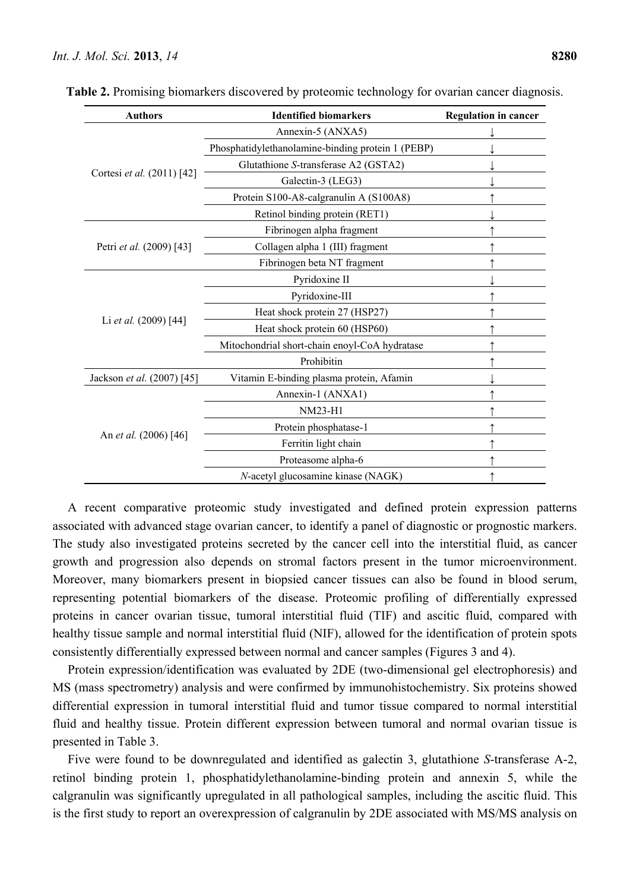**Table 2.** Promising biomarkers discovered by proteomic technology for ovarian cancer diagnosis.

| Authors | Identified biomarkers | Regulation in cancer |
|---|---|---|
| Cortesi *et al.* (2011) [42] | Annexin-5 (ANXA5) | ↓ |
| | Phosphatidylethanolamine-binding protein 1 (PEBP) | ↓ |
| | Glutathione *S*-transferase A2 (GSTA2) | ↓ |
| | Galectin-3 (LEG3) | ↓ |
| | Protein S100-A8-calgranulin A (S100A8) | ↑ |
| | Retinol binding protein (RET1) | ↓ |
| Petri *et al.* (2009) [43] | Fibrinogen alpha fragment | ↑ |
| | Collagen alpha 1 (III) fragment | ↑ |
| | Fibrinogen beta NT fragment | ↑ |
| Li *et al.* (2009) [44] | Pyridoxine II | ↓ |
| | Pyridoxine-III | ↑ |
| | Heat shock protein 27 (HSP27) | ↑ |
| | Heat shock protein 60 (HSP60) | ↑ |
| | Mitochondrial short-chain enoyl-CoA hydratase | ↑ |
| | Prohibitin | ↑ |
| Jackson *et al.* (2007) [45] | Vitamin E-binding plasma protein, Afamin | ↓ |
| An *et al.* (2006) [46] | Annexin-1 (ANXA1) | ↑ |
| | NM23-H1 | ↑ |
| | Protein phosphatase-1 | ↑ |
| | Ferritin light chain | ↑ |
| | Proteasome alpha-6 | ↑ |
| | *N*-acetyl glucosamine kinase (NAGK) | ↑ |

A recent comparative proteomic study investigated and defined protein expression patterns associated with advanced stage ovarian cancer, to identify a panel of diagnostic or prognostic markers. The study also investigated proteins secreted by the cancer cell into the interstitial fluid, as cancer growth and progression also depends on stromal factors present in the tumor microenvironment. Moreover, many biomarkers present in biopsied cancer tissues can also be found in blood serum, representing potential biomarkers of the disease. Proteomic profiling of differentially expressed proteins in cancer ovarian tissue, tumoral interstitial fluid (TIF) and ascitic fluid, compared with healthy tissue sample and normal interstitial fluid (NIF), allowed for the identification of protein spots consistently differentially expressed between normal and cancer samples (Figures 3 and 4).

Protein expression/identification was evaluated by 2DE (two-dimensional gel electrophoresis) and MS (mass spectrometry) analysis and were confirmed by immunohistochemistry. Six proteins showed differential expression in tumoral interstitial fluid and tumor tissue compared to normal interstitial fluid and healthy tissue. Protein different expression between tumoral and normal ovarian tissue is presented in Table 3.

Five were found to be downregulated and identified as galectin 3, glutathione *S*-transferase A-2, retinol binding protein 1, phosphatidylethanolamine-binding protein and annexin 5, while the calgranulin was significantly upregulated in all pathological samples, including the ascitic fluid. This is the first study to report an overexpression of calgranulin by 2DE associated with MS/MS analysis on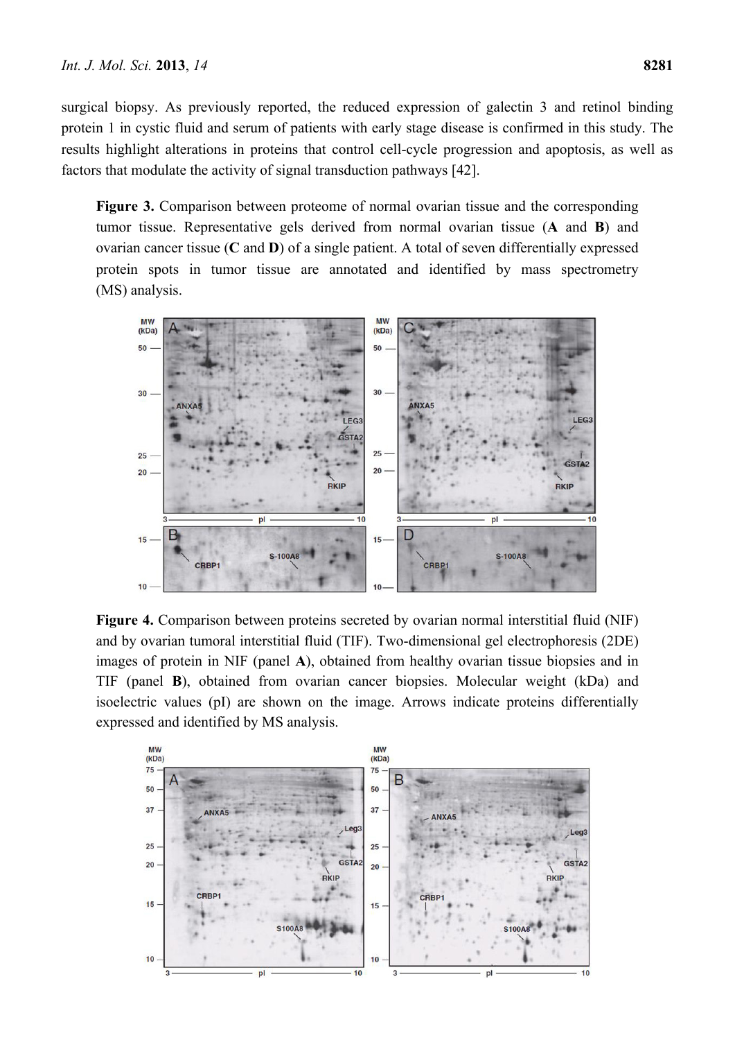surgical biopsy. As previously reported, the reduced expression of galectin 3 and retinol binding protein 1 in cystic fluid and serum of patients with early stage disease is confirmed in this study. The results highlight alterations in proteins that control cell-cycle progression and apoptosis, as well as factors that modulate the activity of signal transduction pathways [42].

**Figure 3.** Comparison between proteome of normal ovarian tissue and the corresponding tumor tissue. Representative gels derived from normal ovarian tissue (**A** and **B**) and ovarian cancer tissue (**C** and **D**) of a single patient. A total of seven differentially expressed protein spots in tumor tissue are annotated and identified by mass spectrometry (MS) analysis.

**Figure 4.** Comparison between proteins secreted by ovarian normal interstitial fluid (NIF) and by ovarian tumoral interstitial fluid (TIF). Two-dimensional gel electrophoresis (2DE) images of protein in NIF (panel **A**), obtained from healthy ovarian tissue biopsies and in TIF (panel **B**), obtained from ovarian cancer biopsies. Molecular weight (kDa) and isoelectric values (pI) are shown on the image. Arrows indicate proteins differentially expressed and identified by MS analysis.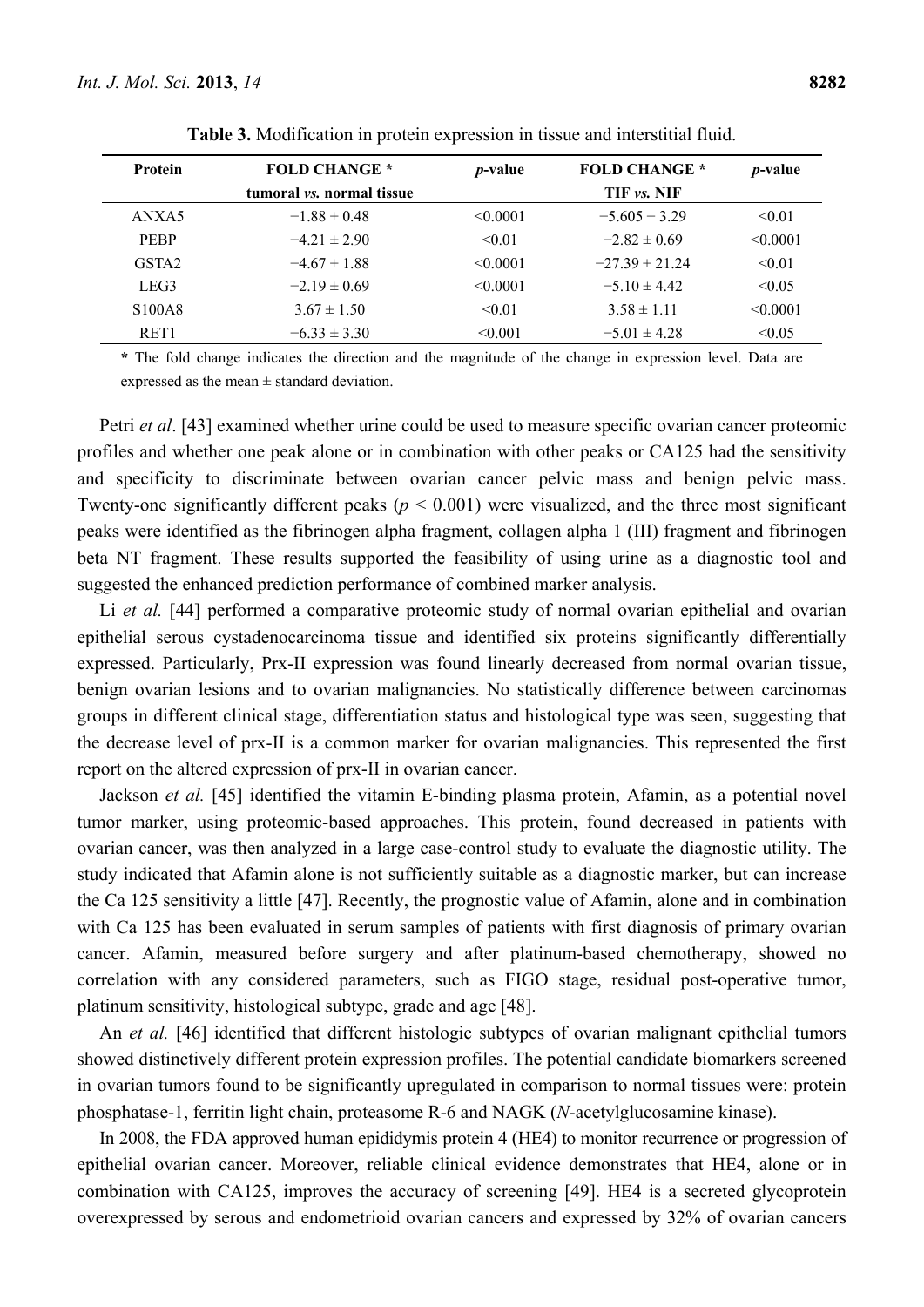**Table 3.** Modification in protein expression in tissue and interstitial fluid.

| Protein | FOLD CHANGE * tumoral *vs.* normal tissue | *p*-value | FOLD CHANGE * TIF *vs.* NIF | *p*-value |
|---|---|---|---|---|
| ANXA5 | −1.88 ± 0.48 | <0.0001 | −5.605 ± 3.29 | <0.01 |
| PEBP | −4.21 ± 2.90 | <0.01 | −2.82 ± 0.69 | <0.0001 |
| GSTA2 | −4.67 ± 1.88 | <0.0001 | −27.39 ± 21.24 | <0.01 |
| LEG3 | −2.19 ± 0.69 | <0.0001 | −5.10 ± 4.42 | <0.05 |
| S100A8 | 3.67 ± 1.50 | <0.01 | 3.58 ± 1.11 | <0.0001 |
| RET1 | −6.33 ± 3.30 | <0.001 | −5.01 ± 4.28 | <0.05 |

**\*** The fold change indicates the direction and the magnitude of the change in expression level. Data are expressed as the mean ± standard deviation.

Petri *et al*. [43] examined whether urine could be used to measure specific ovarian cancer proteomic profiles and whether one peak alone or in combination with other peaks or CA125 had the sensitivity and specificity to discriminate between ovarian cancer pelvic mass and benign pelvic mass. Twenty-one significantly different peaks ($p < 0.001$) were visualized, and the three most significant peaks were identified as the fibrinogen alpha fragment, collagen alpha 1 (III) fragment and fibrinogen beta NT fragment. These results supported the feasibility of using urine as a diagnostic tool and suggested the enhanced prediction performance of combined marker analysis.

Li *et al.* [44] performed a comparative proteomic study of normal ovarian epithelial and ovarian epithelial serous cystadenocarcinoma tissue and identified six proteins significantly differentially expressed. Particularly, Prx-II expression was found linearly decreased from normal ovarian tissue, benign ovarian lesions and to ovarian malignancies. No statistically difference between carcinomas groups in different clinical stage, differentiation status and histological type was seen, suggesting that the decrease level of prx-II is a common marker for ovarian malignancies. This represented the first report on the altered expression of prx-II in ovarian cancer.

Jackson *et al.* [45] identified the vitamin E-binding plasma protein, Afamin, as a potential novel tumor marker, using proteomic-based approaches. This protein, found decreased in patients with ovarian cancer, was then analyzed in a large case-control study to evaluate the diagnostic utility. The study indicated that Afamin alone is not sufficiently suitable as a diagnostic marker, but can increase the Ca 125 sensitivity a little [47]. Recently, the prognostic value of Afamin, alone and in combination with Ca 125 has been evaluated in serum samples of patients with first diagnosis of primary ovarian cancer. Afamin, measured before surgery and after platinum-based chemotherapy, showed no correlation with any considered parameters, such as FIGO stage, residual post-operative tumor, platinum sensitivity, histological subtype, grade and age [48].

An *et al.* [46] identified that different histologic subtypes of ovarian malignant epithelial tumors showed distinctively different protein expression profiles. The potential candidate biomarkers screened in ovarian tumors found to be significantly upregulated in comparison to normal tissues were: protein phosphatase-1, ferritin light chain, proteasome R-6 and NAGK (*N*-acetylglucosamine kinase).

In 2008, the FDA approved human epididymis protein 4 (HE4) to monitor recurrence or progression of epithelial ovarian cancer. Moreover, reliable clinical evidence demonstrates that HE4, alone or in combination with CA125, improves the accuracy of screening [49]. HE4 is a secreted glycoprotein overexpressed by serous and endometrioid ovarian cancers and expressed by 32% of ovarian cancers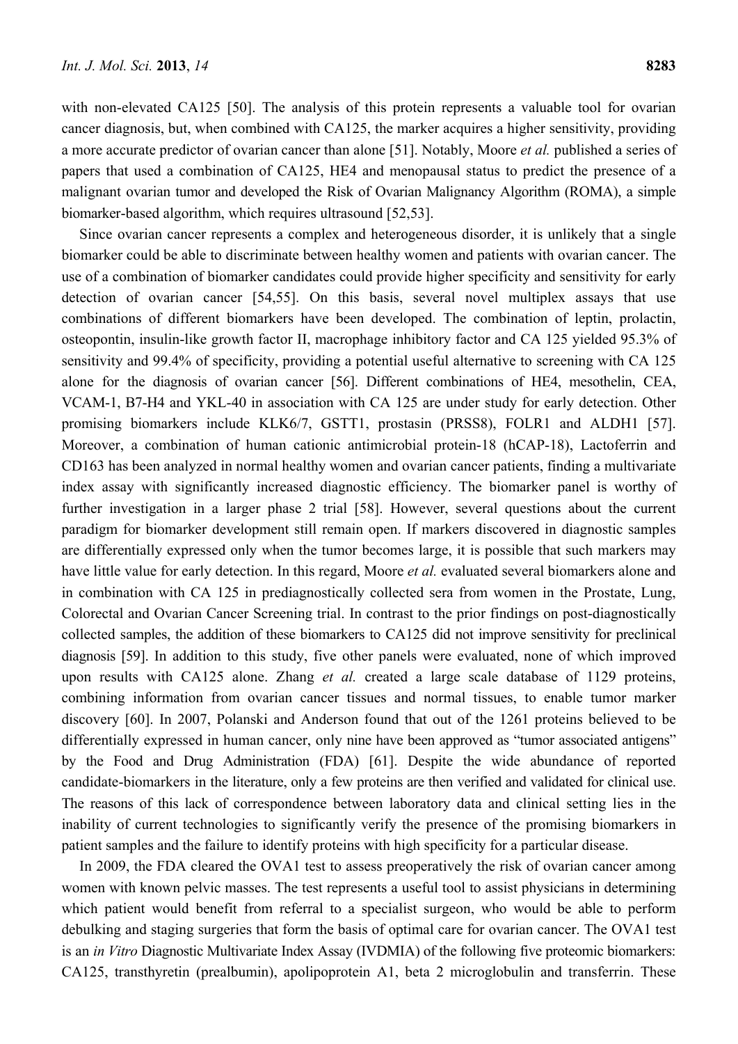with non-elevated CA125 [50]. The analysis of this protein represents a valuable tool for ovarian cancer diagnosis, but, when combined with CA125, the marker acquires a higher sensitivity, providing a more accurate predictor of ovarian cancer than alone [51]. Notably, Moore *et al.* published a series of papers that used a combination of CA125, HE4 and menopausal status to predict the presence of a malignant ovarian tumor and developed the Risk of Ovarian Malignancy Algorithm (ROMA), a simple biomarker-based algorithm, which requires ultrasound [52,53].

Since ovarian cancer represents a complex and heterogeneous disorder, it is unlikely that a single biomarker could be able to discriminate between healthy women and patients with ovarian cancer. The use of a combination of biomarker candidates could provide higher specificity and sensitivity for early detection of ovarian cancer [54,55]. On this basis, several novel multiplex assays that use combinations of different biomarkers have been developed. The combination of leptin, prolactin, osteopontin, insulin-like growth factor II, macrophage inhibitory factor and CA 125 yielded 95.3% of sensitivity and 99.4% of specificity, providing a potential useful alternative to screening with CA 125 alone for the diagnosis of ovarian cancer [56]. Different combinations of HE4, mesothelin, CEA, VCAM-1, B7-H4 and YKL-40 in association with CA 125 are under study for early detection. Other promising biomarkers include KLK6/7, GSTT1, prostasin (PRSS8), FOLR1 and ALDH1 [57]. Moreover, a combination of human cationic antimicrobial protein-18 (hCAP-18), Lactoferrin and CD163 has been analyzed in normal healthy women and ovarian cancer patients, finding a multivariate index assay with significantly increased diagnostic efficiency. The biomarker panel is worthy of further investigation in a larger phase 2 trial [58]. However, several questions about the current paradigm for biomarker development still remain open. If markers discovered in diagnostic samples are differentially expressed only when the tumor becomes large, it is possible that such markers may have little value for early detection. In this regard, Moore *et al.* evaluated several biomarkers alone and in combination with CA 125 in prediagnostically collected sera from women in the Prostate, Lung, Colorectal and Ovarian Cancer Screening trial. In contrast to the prior findings on post-diagnostically collected samples, the addition of these biomarkers to CA125 did not improve sensitivity for preclinical diagnosis [59]. In addition to this study, five other panels were evaluated, none of which improved upon results with CA125 alone. Zhang *et al.* created a large scale database of 1129 proteins, combining information from ovarian cancer tissues and normal tissues, to enable tumor marker discovery [60]. In 2007, Polanski and Anderson found that out of the 1261 proteins believed to be differentially expressed in human cancer, only nine have been approved as "tumor associated antigens" by the Food and Drug Administration (FDA) [61]. Despite the wide abundance of reported candidate-biomarkers in the literature, only a few proteins are then verified and validated for clinical use. The reasons of this lack of correspondence between laboratory data and clinical setting lies in the inability of current technologies to significantly verify the presence of the promising biomarkers in patient samples and the failure to identify proteins with high specificity for a particular disease.

In 2009, the FDA cleared the OVA1 test to assess preoperatively the risk of ovarian cancer among women with known pelvic masses. The test represents a useful tool to assist physicians in determining which patient would benefit from referral to a specialist surgeon, who would be able to perform debulking and staging surgeries that form the basis of optimal care for ovarian cancer. The OVA1 test is an *in Vitro* Diagnostic Multivariate Index Assay (IVDMIA) of the following five proteomic biomarkers: CA125, transthyretin (prealbumin), apolipoprotein A1, beta 2 microglobulin and transferrin. These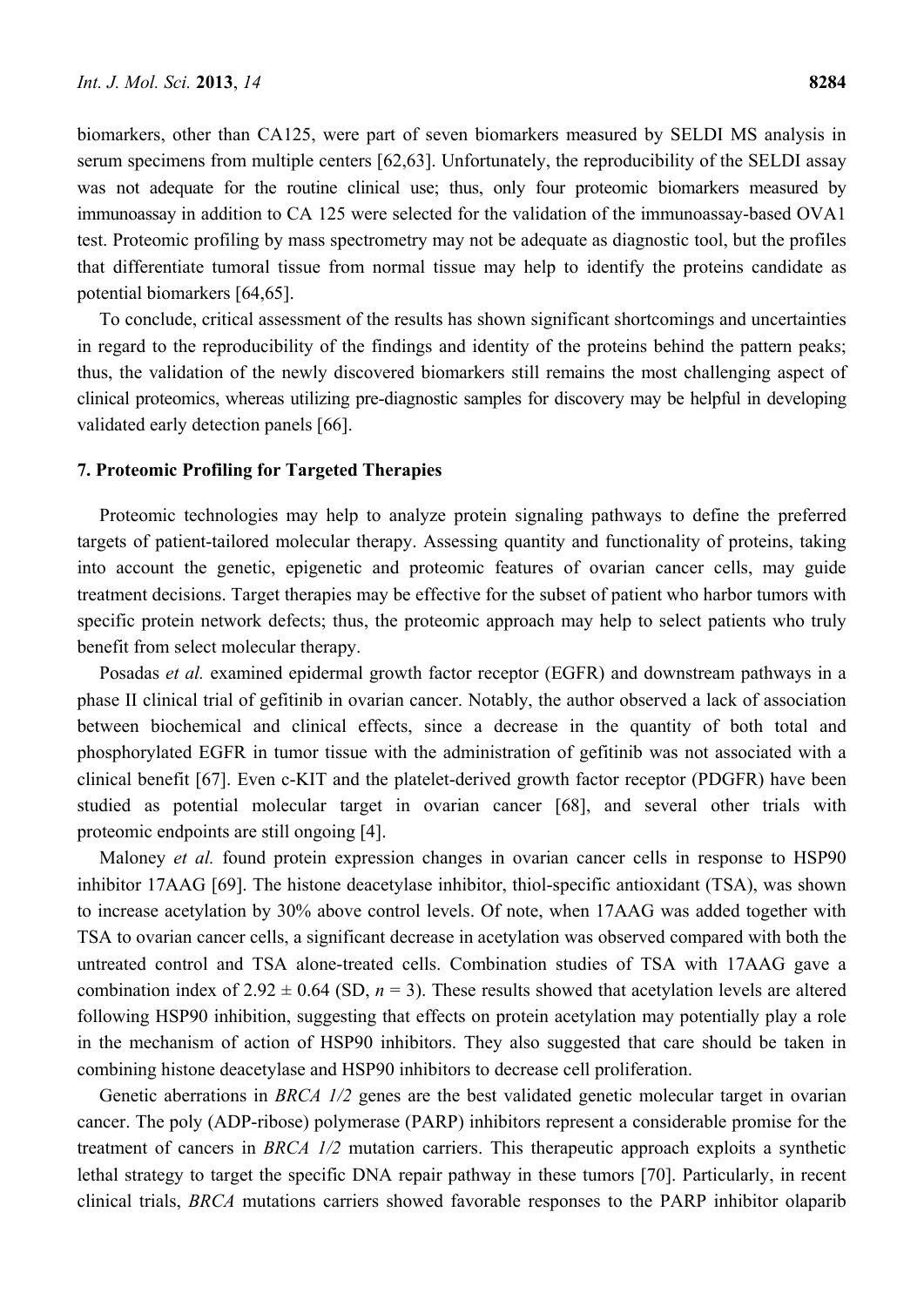biomarkers, other than CA125, were part of seven biomarkers measured by SELDI MS analysis in serum specimens from multiple centers [62,63]. Unfortunately, the reproducibility of the SELDI assay was not adequate for the routine clinical use; thus, only four proteomic biomarkers measured by immunoassay in addition to CA 125 were selected for the validation of the immunoassay-based OVA1 test. Proteomic profiling by mass spectrometry may not be adequate as diagnostic tool, but the profiles that differentiate tumoral tissue from normal tissue may help to identify the proteins candidate as potential biomarkers [64,65].

To conclude, critical assessment of the results has shown significant shortcomings and uncertainties in regard to the reproducibility of the findings and identity of the proteins behind the pattern peaks; thus, the validation of the newly discovered biomarkers still remains the most challenging aspect of clinical proteomics, whereas utilizing pre-diagnostic samples for discovery may be helpful in developing validated early detection panels [66].

## 7. Proteomic Profiling for Targeted Therapies

Proteomic technologies may help to analyze protein signaling pathways to define the preferred targets of patient-tailored molecular therapy. Assessing quantity and functionality of proteins, taking into account the genetic, epigenetic and proteomic features of ovarian cancer cells, may guide treatment decisions. Target therapies may be effective for the subset of patient who harbor tumors with specific protein network defects; thus, the proteomic approach may help to select patients who truly benefit from select molecular therapy.

Posadas *et al.* examined epidermal growth factor receptor (EGFR) and downstream pathways in a phase II clinical trial of gefitinib in ovarian cancer. Notably, the author observed a lack of association between biochemical and clinical effects, since a decrease in the quantity of both total and phosphorylated EGFR in tumor tissue with the administration of gefitinib was not associated with a clinical benefit [67]. Even c-KIT and the platelet-derived growth factor receptor (PDGFR) have been studied as potential molecular target in ovarian cancer [68], and several other trials with proteomic endpoints are still ongoing [4].

Maloney *et al.* found protein expression changes in ovarian cancer cells in response to HSP90 inhibitor 17AAG [69]. The histone deacetylase inhibitor, thiol-specific antioxidant (TSA), was shown to increase acetylation by 30% above control levels. Of note, when 17AAG was added together with TSA to ovarian cancer cells, a significant decrease in acetylation was observed compared with both the untreated control and TSA alone-treated cells. Combination studies of TSA with 17AAG gave a combination index of $2.92 \pm 0.64$ (SD, $n = 3$). These results showed that acetylation levels are altered following HSP90 inhibition, suggesting that effects on protein acetylation may potentially play a role in the mechanism of action of HSP90 inhibitors. They also suggested that care should be taken in combining histone deacetylase and HSP90 inhibitors to decrease cell proliferation.

Genetic aberrations in *BRCA 1/2* genes are the best validated genetic molecular target in ovarian cancer. The poly (ADP-ribose) polymerase (PARP) inhibitors represent a considerable promise for the treatment of cancers in *BRCA 1/2* mutation carriers. This therapeutic approach exploits a synthetic lethal strategy to target the specific DNA repair pathway in these tumors [70]. Particularly, in recent clinical trials, *BRCA* mutations carriers showed favorable responses to the PARP inhibitor olaparib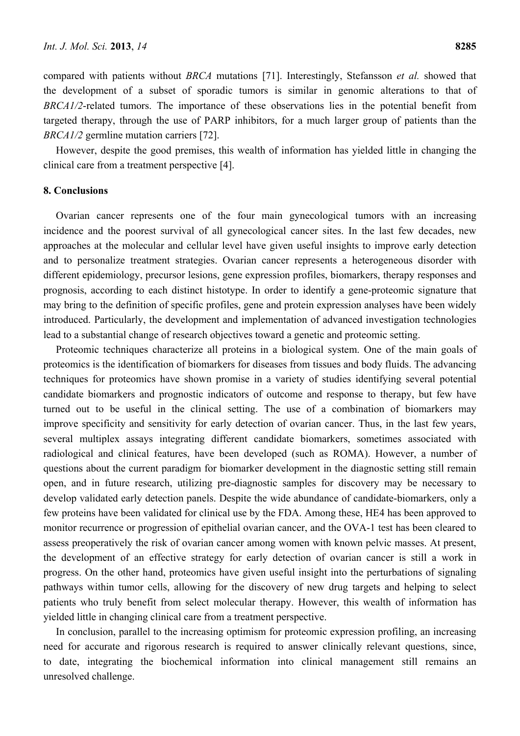compared with patients without *BRCA* mutations [71]. Interestingly, Stefansson *et al.* showed that the development of a subset of sporadic tumors is similar in genomic alterations to that of *BRCA1/2*-related tumors. The importance of these observations lies in the potential benefit from targeted therapy, through the use of PARP inhibitors, for a much larger group of patients than the *BRCA1/2* germline mutation carriers [72].

However, despite the good premises, this wealth of information has yielded little in changing the clinical care from a treatment perspective [4].

## 8. Conclusions

Ovarian cancer represents one of the four main gynecological tumors with an increasing incidence and the poorest survival of all gynecological cancer sites. In the last few decades, new approaches at the molecular and cellular level have given useful insights to improve early detection and to personalize treatment strategies. Ovarian cancer represents a heterogeneous disorder with different epidemiology, precursor lesions, gene expression profiles, biomarkers, therapy responses and prognosis, according to each distinct histotype. In order to identify a gene-proteomic signature that may bring to the definition of specific profiles, gene and protein expression analyses have been widely introduced. Particularly, the development and implementation of advanced investigation technologies lead to a substantial change of research objectives toward a genetic and proteomic setting.

Proteomic techniques characterize all proteins in a biological system. One of the main goals of proteomics is the identification of biomarkers for diseases from tissues and body fluids. The advancing techniques for proteomics have shown promise in a variety of studies identifying several potential candidate biomarkers and prognostic indicators of outcome and response to therapy, but few have turned out to be useful in the clinical setting. The use of a combination of biomarkers may improve specificity and sensitivity for early detection of ovarian cancer. Thus, in the last few years, several multiplex assays integrating different candidate biomarkers, sometimes associated with radiological and clinical features, have been developed (such as ROMA). However, a number of questions about the current paradigm for biomarker development in the diagnostic setting still remain open, and in future research, utilizing pre-diagnostic samples for discovery may be necessary to develop validated early detection panels. Despite the wide abundance of candidate-biomarkers, only a few proteins have been validated for clinical use by the FDA. Among these, HE4 has been approved to monitor recurrence or progression of epithelial ovarian cancer, and the OVA-1 test has been cleared to assess preoperatively the risk of ovarian cancer among women with known pelvic masses. At present, the development of an effective strategy for early detection of ovarian cancer is still a work in progress. On the other hand, proteomics have given useful insight into the perturbations of signaling pathways within tumor cells, allowing for the discovery of new drug targets and helping to select patients who truly benefit from select molecular therapy. However, this wealth of information has yielded little in changing clinical care from a treatment perspective.

In conclusion, parallel to the increasing optimism for proteomic expression profiling, an increasing need for accurate and rigorous research is required to answer clinically relevant questions, since, to date, integrating the biochemical information into clinical management still remains an unresolved challenge.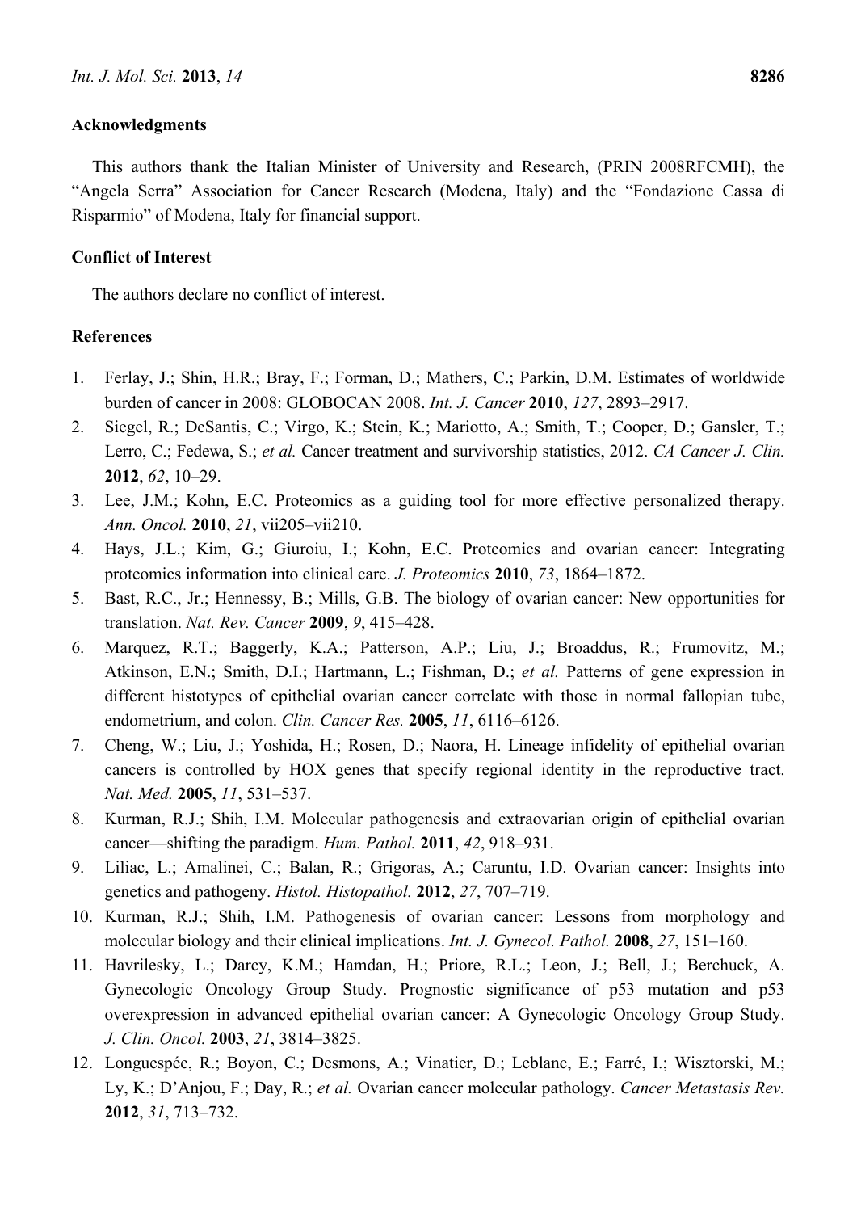**Acknowledgments**

This authors thank the Italian Minister of University and Research, (PRIN 2008RFCMH), the "Angela Serra" Association for Cancer Research (Modena, Italy) and the "Fondazione Cassa di Risparmio" of Modena, Italy for financial support.

**Conflict of Interest**

The authors declare no conflict of interest.

**References**

1. Ferlay, J.; Shin, H.R.; Bray, F.; Forman, D.; Mathers, C.; Parkin, D.M. Estimates of worldwide burden of cancer in 2008: GLOBOCAN 2008. *Int. J. Cancer* **2010**, *127*, 2893–2917.
2. Siegel, R.; DeSantis, C.; Virgo, K.; Stein, K.; Mariotto, A.; Smith, T.; Cooper, D.; Gansler, T.; Lerro, C.; Fedewa, S.; *et al.* Cancer treatment and survivorship statistics, 2012. *CA Cancer J. Clin.* **2012**, *62*, 10–29.
3. Lee, J.M.; Kohn, E.C. Proteomics as a guiding tool for more effective personalized therapy. *Ann. Oncol.* **2010**, *21*, vii205–vii210.
4. Hays, J.L.; Kim, G.; Giuroiu, I.; Kohn, E.C. Proteomics and ovarian cancer: Integrating proteomics information into clinical care. *J. Proteomics* **2010**, *73*, 1864–1872.
5. Bast, R.C., Jr.; Hennessy, B.; Mills, G.B. The biology of ovarian cancer: New opportunities for translation. *Nat. Rev. Cancer* **2009**, *9*, 415–428.
6. Marquez, R.T.; Baggerly, K.A.; Patterson, A.P.; Liu, J.; Broaddus, R.; Frumovitz, M.; Atkinson, E.N.; Smith, D.I.; Hartmann, L.; Fishman, D.; *et al.* Patterns of gene expression in different histotypes of epithelial ovarian cancer correlate with those in normal fallopian tube, endometrium, and colon. *Clin. Cancer Res.* **2005**, *11*, 6116–6126.
7. Cheng, W.; Liu, J.; Yoshida, H.; Rosen, D.; Naora, H. Lineage infidelity of epithelial ovarian cancers is controlled by HOX genes that specify regional identity in the reproductive tract. *Nat. Med.* **2005**, *11*, 531–537.
8. Kurman, R.J.; Shih, I.M. Molecular pathogenesis and extraovarian origin of epithelial ovarian cancer—shifting the paradigm. *Hum. Pathol.* **2011**, *42*, 918–931.
9. Liliac, L.; Amalinei, C.; Balan, R.; Grigoras, A.; Caruntu, I.D. Ovarian cancer: Insights into genetics and pathogeny. *Histol. Histopathol.* **2012**, *27*, 707–719.
10. Kurman, R.J.; Shih, I.M. Pathogenesis of ovarian cancer: Lessons from morphology and molecular biology and their clinical implications. *Int. J. Gynecol. Pathol.* **2008**, *27*, 151–160.
11. Havrilesky, L.; Darcy, K.M.; Hamdan, H.; Priore, R.L.; Leon, J.; Bell, J.; Berchuck, A. Gynecologic Oncology Group Study. Prognostic significance of p53 mutation and p53 overexpression in advanced epithelial ovarian cancer: A Gynecologic Oncology Group Study. *J. Clin. Oncol.* **2003**, *21*, 3814–3825.
12. Longuespée, R.; Boyon, C.; Desmons, A.; Vinatier, D.; Leblanc, E.; Farré, I.; Wisztorski, M.; Ly, K.; D'Anjou, F.; Day, R.; *et al.* Ovarian cancer molecular pathology. *Cancer Metastasis Rev.* **2012**, *31*, 713–732.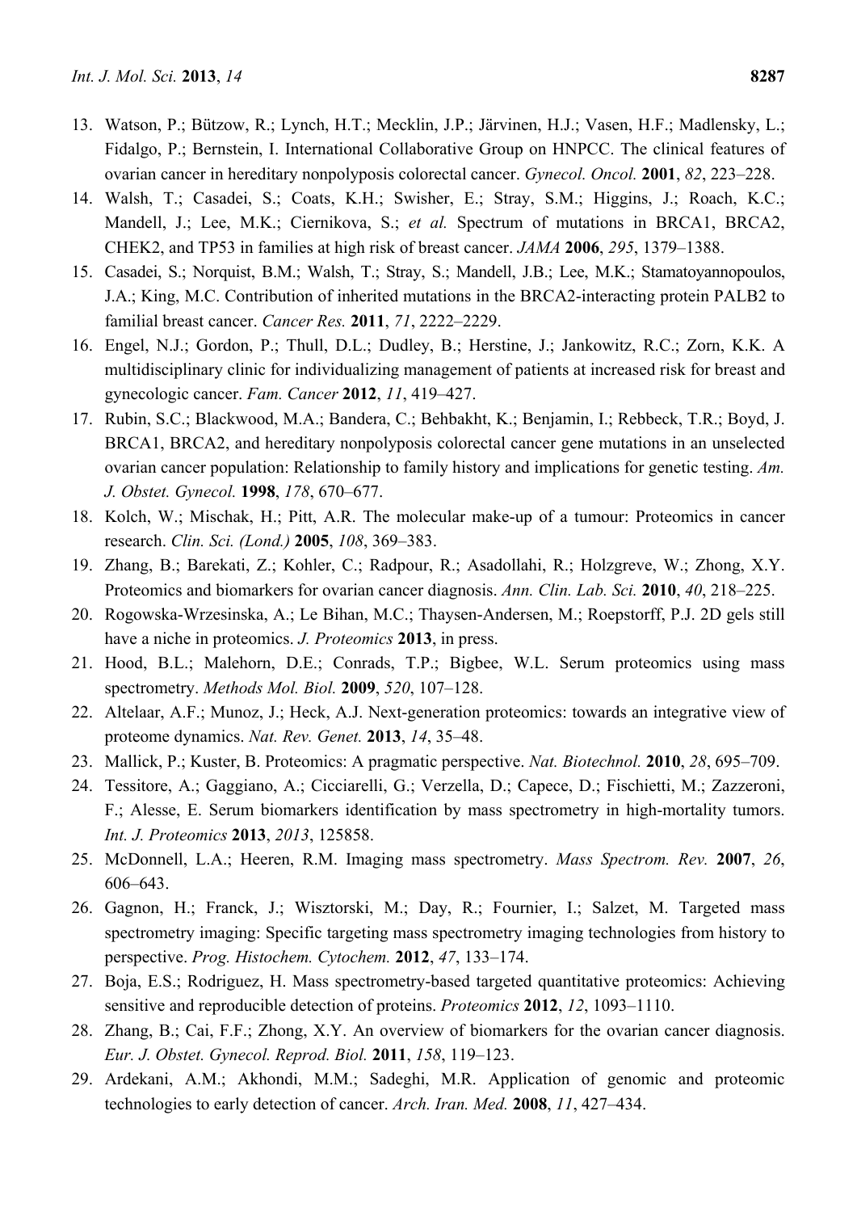13. Watson, P.; Bützow, R.; Lynch, H.T.; Mecklin, J.P.; Järvinen, H.J.; Vasen, H.F.; Madlensky, L.; Fidalgo, P.; Bernstein, I. International Collaborative Group on HNPCC. The clinical features of ovarian cancer in hereditary nonpolyposis colorectal cancer. *Gynecol. Oncol.* **2001**, *82*, 223–228.
14. Walsh, T.; Casadei, S.; Coats, K.H.; Swisher, E.; Stray, S.M.; Higgins, J.; Roach, K.C.; Mandell, J.; Lee, M.K.; Ciernikova, S.; *et al.* Spectrum of mutations in BRCA1, BRCA2, CHEK2, and TP53 in families at high risk of breast cancer. *JAMA* **2006**, *295*, 1379–1388.
15. Casadei, S.; Norquist, B.M.; Walsh, T.; Stray, S.; Mandell, J.B.; Lee, M.K.; Stamatoyannopoulos, J.A.; King, M.C. Contribution of inherited mutations in the BRCA2-interacting protein PALB2 to familial breast cancer. *Cancer Res.* **2011**, *71*, 2222–2229.
16. Engel, N.J.; Gordon, P.; Thull, D.L.; Dudley, B.; Herstine, J.; Jankowitz, R.C.; Zorn, K.K. A multidisciplinary clinic for individualizing management of patients at increased risk for breast and gynecologic cancer. *Fam. Cancer* **2012**, *11*, 419–427.
17. Rubin, S.C.; Blackwood, M.A.; Bandera, C.; Behbakht, K.; Benjamin, I.; Rebbeck, T.R.; Boyd, J. BRCA1, BRCA2, and hereditary nonpolyposis colorectal cancer gene mutations in an unselected ovarian cancer population: Relationship to family history and implications for genetic testing. *Am. J. Obstet. Gynecol.* **1998**, *178*, 670–677.
18. Kolch, W.; Mischak, H.; Pitt, A.R. The molecular make-up of a tumour: Proteomics in cancer research. *Clin. Sci. (Lond.)* **2005**, *108*, 369–383.
19. Zhang, B.; Barekati, Z.; Kohler, C.; Radpour, R.; Asadollahi, R.; Holzgreve, W.; Zhong, X.Y. Proteomics and biomarkers for ovarian cancer diagnosis. *Ann. Clin. Lab. Sci.* **2010**, *40*, 218–225.
20. Rogowska-Wrzesinska, A.; Le Bihan, M.C.; Thaysen-Andersen, M.; Roepstorff, P.J. 2D gels still have a niche in proteomics. *J. Proteomics* **2013**, in press.
21. Hood, B.L.; Malehorn, D.E.; Conrads, T.P.; Bigbee, W.L. Serum proteomics using mass spectrometry. *Methods Mol. Biol.* **2009**, *520*, 107–128.
22. Altelaar, A.F.; Munoz, J.; Heck, A.J. Next-generation proteomics: towards an integrative view of proteome dynamics. *Nat. Rev. Genet.* **2013**, *14*, 35–48.
23. Mallick, P.; Kuster, B. Proteomics: A pragmatic perspective. *Nat. Biotechnol.* **2010**, *28*, 695–709.
24. Tessitore, A.; Gaggiano, A.; Cicciarelli, G.; Verzella, D.; Capece, D.; Fischietti, M.; Zazzeroni, F.; Alesse, E. Serum biomarkers identification by mass spectrometry in high-mortality tumors. *Int. J. Proteomics* **2013**, *2013*, 125858.
25. McDonnell, L.A.; Heeren, R.M. Imaging mass spectrometry. *Mass Spectrom. Rev.* **2007**, *26*, 606–643.
26. Gagnon, H.; Franck, J.; Wisztorski, M.; Day, R.; Fournier, I.; Salzet, M. Targeted mass spectrometry imaging: Specific targeting mass spectrometry imaging technologies from history to perspective. *Prog. Histochem. Cytochem.* **2012**, *47*, 133–174.
27. Boja, E.S.; Rodriguez, H. Mass spectrometry-based targeted quantitative proteomics: Achieving sensitive and reproducible detection of proteins. *Proteomics* **2012**, *12*, 1093–1110.
28. Zhang, B.; Cai, F.F.; Zhong, X.Y. An overview of biomarkers for the ovarian cancer diagnosis. *Eur. J. Obstet. Gynecol. Reprod. Biol.* **2011**, *158*, 119–123.
29. Ardekani, A.M.; Akhondi, M.M.; Sadeghi, M.R. Application of genomic and proteomic technologies to early detection of cancer. *Arch. Iran. Med.* **2008**, *11*, 427–434.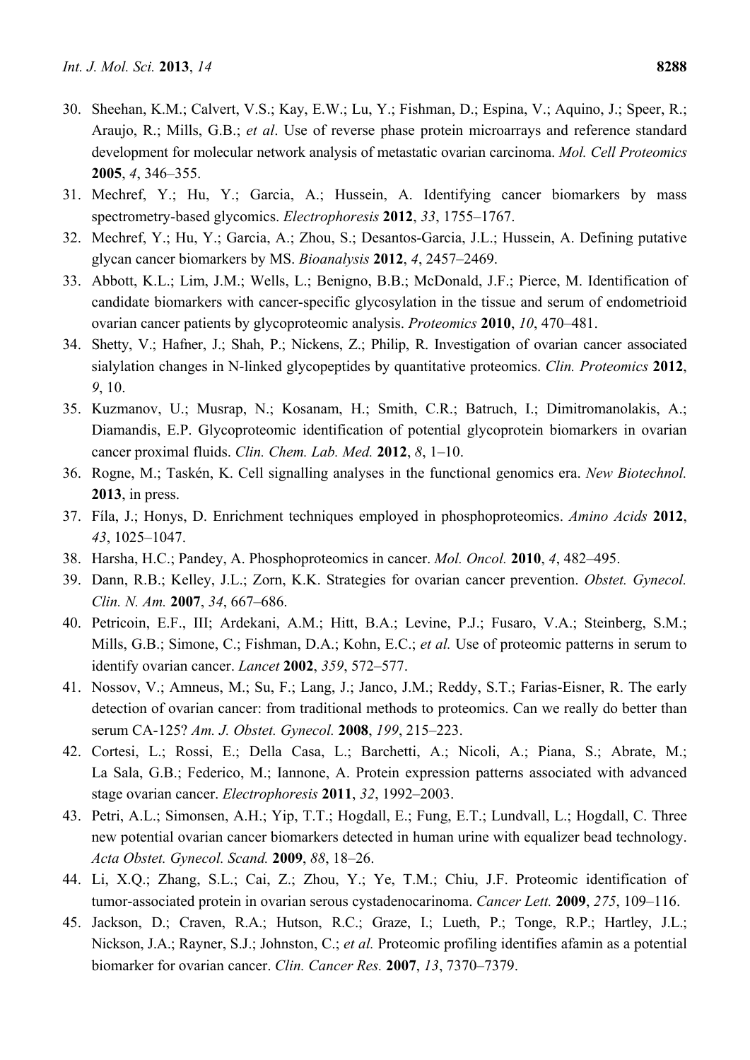30. Sheehan, K.M.; Calvert, V.S.; Kay, E.W.; Lu, Y.; Fishman, D.; Espina, V.; Aquino, J.; Speer, R.; Araujo, R.; Mills, G.B.; *et al*. Use of reverse phase protein microarrays and reference standard development for molecular network analysis of metastatic ovarian carcinoma. *Mol. Cell Proteomics* **2005**, *4*, 346–355.
31. Mechref, Y.; Hu, Y.; Garcia, A.; Hussein, A. Identifying cancer biomarkers by mass spectrometry-based glycomics. *Electrophoresis* **2012**, *33*, 1755–1767.
32. Mechref, Y.; Hu, Y.; Garcia, A.; Zhou, S.; Desantos-Garcia, J.L.; Hussein, A. Defining putative glycan cancer biomarkers by MS. *Bioanalysis* **2012**, *4*, 2457–2469.
33. Abbott, K.L.; Lim, J.M.; Wells, L.; Benigno, B.B.; McDonald, J.F.; Pierce, M. Identification of candidate biomarkers with cancer-specific glycosylation in the tissue and serum of endometrioid ovarian cancer patients by glycoproteomic analysis. *Proteomics* **2010**, *10*, 470–481.
34. Shetty, V.; Hafner, J.; Shah, P.; Nickens, Z.; Philip, R. Investigation of ovarian cancer associated sialylation changes in N-linked glycopeptides by quantitative proteomics. *Clin. Proteomics* **2012**, *9*, 10.
35. Kuzmanov, U.; Musrap, N.; Kosanam, H.; Smith, C.R.; Batruch, I.; Dimitromanolakis, A.; Diamandis, E.P. Glycoproteomic identification of potential glycoprotein biomarkers in ovarian cancer proximal fluids. *Clin. Chem. Lab. Med.* **2012**, *8*, 1–10.
36. Rogne, M.; Taskén, K. Cell signalling analyses in the functional genomics era. *New Biotechnol.* **2013**, in press.
37. Fíla, J.; Honys, D. Enrichment techniques employed in phosphoproteomics. *Amino Acids* **2012**, *43*, 1025–1047.
38. Harsha, H.C.; Pandey, A. Phosphoproteomics in cancer. *Mol. Oncol.* **2010**, *4*, 482–495.
39. Dann, R.B.; Kelley, J.L.; Zorn, K.K. Strategies for ovarian cancer prevention. *Obstet. Gynecol. Clin. N. Am.* **2007**, *34*, 667–686.
40. Petricoin, E.F., III; Ardekani, A.M.; Hitt, B.A.; Levine, P.J.; Fusaro, V.A.; Steinberg, S.M.; Mills, G.B.; Simone, C.; Fishman, D.A.; Kohn, E.C.; *et al.* Use of proteomic patterns in serum to identify ovarian cancer. *Lancet* **2002**, *359*, 572–577.
41. Nossov, V.; Amneus, M.; Su, F.; Lang, J.; Janco, J.M.; Reddy, S.T.; Farias-Eisner, R. The early detection of ovarian cancer: from traditional methods to proteomics. Can we really do better than serum CA-125? *Am. J. Obstet. Gynecol.* **2008**, *199*, 215–223.
42. Cortesi, L.; Rossi, E.; Della Casa, L.; Barchetti, A.; Nicoli, A.; Piana, S.; Abrate, M.; La Sala, G.B.; Federico, M.; Iannone, A. Protein expression patterns associated with advanced stage ovarian cancer. *Electrophoresis* **2011**, *32*, 1992–2003.
43. Petri, A.L.; Simonsen, A.H.; Yip, T.T.; Hogdall, E.; Fung, E.T.; Lundvall, L.; Hogdall, C. Three new potential ovarian cancer biomarkers detected in human urine with equalizer bead technology. *Acta Obstet. Gynecol. Scand.* **2009**, *88*, 18–26.
44. Li, X.Q.; Zhang, S.L.; Cai, Z.; Zhou, Y.; Ye, T.M.; Chiu, J.F. Proteomic identification of tumor-associated protein in ovarian serous cystadenocarinoma. *Cancer Lett.* **2009**, *275*, 109–116.
45. Jackson, D.; Craven, R.A.; Hutson, R.C.; Graze, I.; Lueth, P.; Tonge, R.P.; Hartley, J.L.; Nickson, J.A.; Rayner, S.J.; Johnston, C.; *et al.* Proteomic profiling identifies afamin as a potential biomarker for ovarian cancer. *Clin. Cancer Res.* **2007**, *13*, 7370–7379.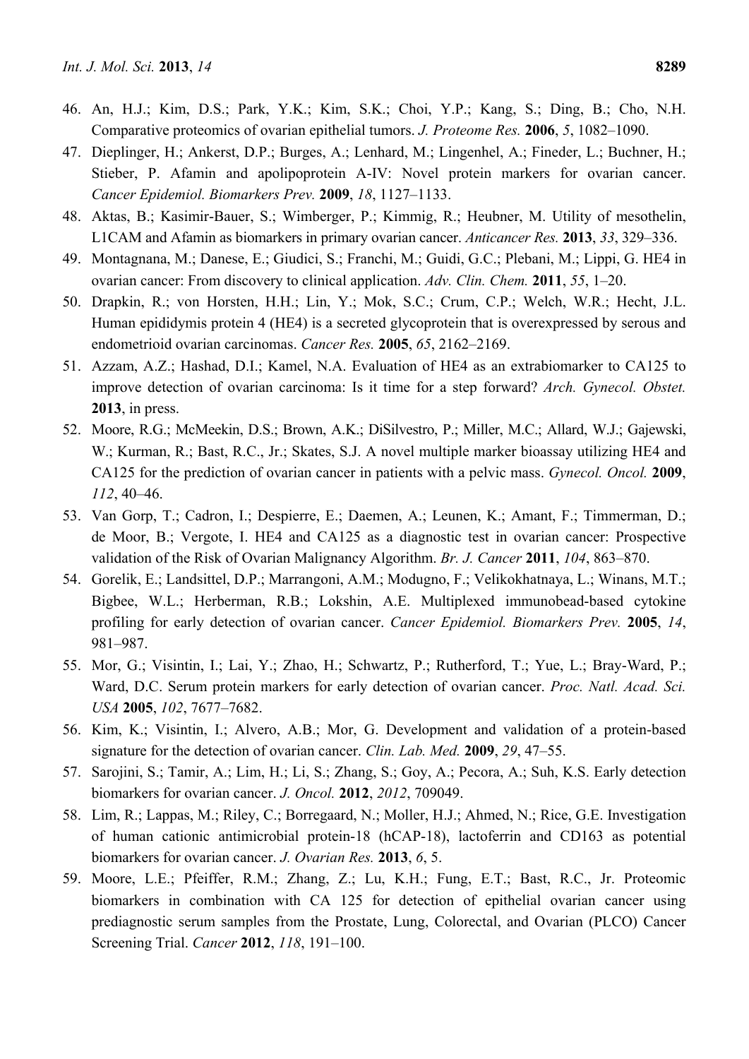46. An, H.J.; Kim, D.S.; Park, Y.K.; Kim, S.K.; Choi, Y.P.; Kang, S.; Ding, B.; Cho, N.H. Comparative proteomics of ovarian epithelial tumors. *J. Proteome Res.* **2006**, *5*, 1082–1090.
47. Dieplinger, H.; Ankerst, D.P.; Burges, A.; Lenhard, M.; Lingenhel, A.; Fineder, L.; Buchner, H.; Stieber, P. Afamin and apolipoprotein A-IV: Novel protein markers for ovarian cancer. *Cancer Epidemiol. Biomarkers Prev.* **2009**, *18*, 1127–1133.
48. Aktas, B.; Kasimir-Bauer, S.; Wimberger, P.; Kimmig, R.; Heubner, M. Utility of mesothelin, L1CAM and Afamin as biomarkers in primary ovarian cancer. *Anticancer Res.* **2013**, *33*, 329–336.
49. Montagnana, M.; Danese, E.; Giudici, S.; Franchi, M.; Guidi, G.C.; Plebani, M.; Lippi, G. HE4 in ovarian cancer: From discovery to clinical application. *Adv. Clin. Chem.* **2011**, *55*, 1–20.
50. Drapkin, R.; von Horsten, H.H.; Lin, Y.; Mok, S.C.; Crum, C.P.; Welch, W.R.; Hecht, J.L. Human epididymis protein 4 (HE4) is a secreted glycoprotein that is overexpressed by serous and endometrioid ovarian carcinomas. *Cancer Res.* **2005**, *65*, 2162–2169.
51. Azzam, A.Z.; Hashad, D.I.; Kamel, N.A. Evaluation of HE4 as an extrabiomarker to CA125 to improve detection of ovarian carcinoma: Is it time for a step forward? *Arch. Gynecol. Obstet.* **2013**, in press.
52. Moore, R.G.; McMeekin, D.S.; Brown, A.K.; DiSilvestro, P.; Miller, M.C.; Allard, W.J.; Gajewski, W.; Kurman, R.; Bast, R.C., Jr.; Skates, S.J. A novel multiple marker bioassay utilizing HE4 and CA125 for the prediction of ovarian cancer in patients with a pelvic mass. *Gynecol. Oncol.* **2009**, *112*, 40–46.
53. Van Gorp, T.; Cadron, I.; Despierre, E.; Daemen, A.; Leunen, K.; Amant, F.; Timmerman, D.; de Moor, B.; Vergote, I. HE4 and CA125 as a diagnostic test in ovarian cancer: Prospective validation of the Risk of Ovarian Malignancy Algorithm. *Br. J. Cancer* **2011**, *104*, 863–870.
54. Gorelik, E.; Landsittel, D.P.; Marrangoni, A.M.; Modugno, F.; Velikokhatnaya, L.; Winans, M.T.; Bigbee, W.L.; Herberman, R.B.; Lokshin, A.E. Multiplexed immunobead-based cytokine profiling for early detection of ovarian cancer. *Cancer Epidemiol. Biomarkers Prev.* **2005**, *14*, 981–987.
55. Mor, G.; Visintin, I.; Lai, Y.; Zhao, H.; Schwartz, P.; Rutherford, T.; Yue, L.; Bray-Ward, P.; Ward, D.C. Serum protein markers for early detection of ovarian cancer. *Proc. Natl. Acad. Sci. USA* **2005**, *102*, 7677–7682.
56. Kim, K.; Visintin, I.; Alvero, A.B.; Mor, G. Development and validation of a protein-based signature for the detection of ovarian cancer. *Clin. Lab. Med.* **2009**, *29*, 47–55.
57. Sarojini, S.; Tamir, A.; Lim, H.; Li, S.; Zhang, S.; Goy, A.; Pecora, A.; Suh, K.S. Early detection biomarkers for ovarian cancer. *J. Oncol.* **2012**, *2012*, 709049.
58. Lim, R.; Lappas, M.; Riley, C.; Borregaard, N.; Moller, H.J.; Ahmed, N.; Rice, G.E. Investigation of human cationic antimicrobial protein-18 (hCAP-18), lactoferrin and CD163 as potential biomarkers for ovarian cancer. *J. Ovarian Res.* **2013**, *6*, 5.
59. Moore, L.E.; Pfeiffer, R.M.; Zhang, Z.; Lu, K.H.; Fung, E.T.; Bast, R.C., Jr. Proteomic biomarkers in combination with CA 125 for detection of epithelial ovarian cancer using prediagnostic serum samples from the Prostate, Lung, Colorectal, and Ovarian (PLCO) Cancer Screening Trial. *Cancer* **2012**, *118*, 191–100.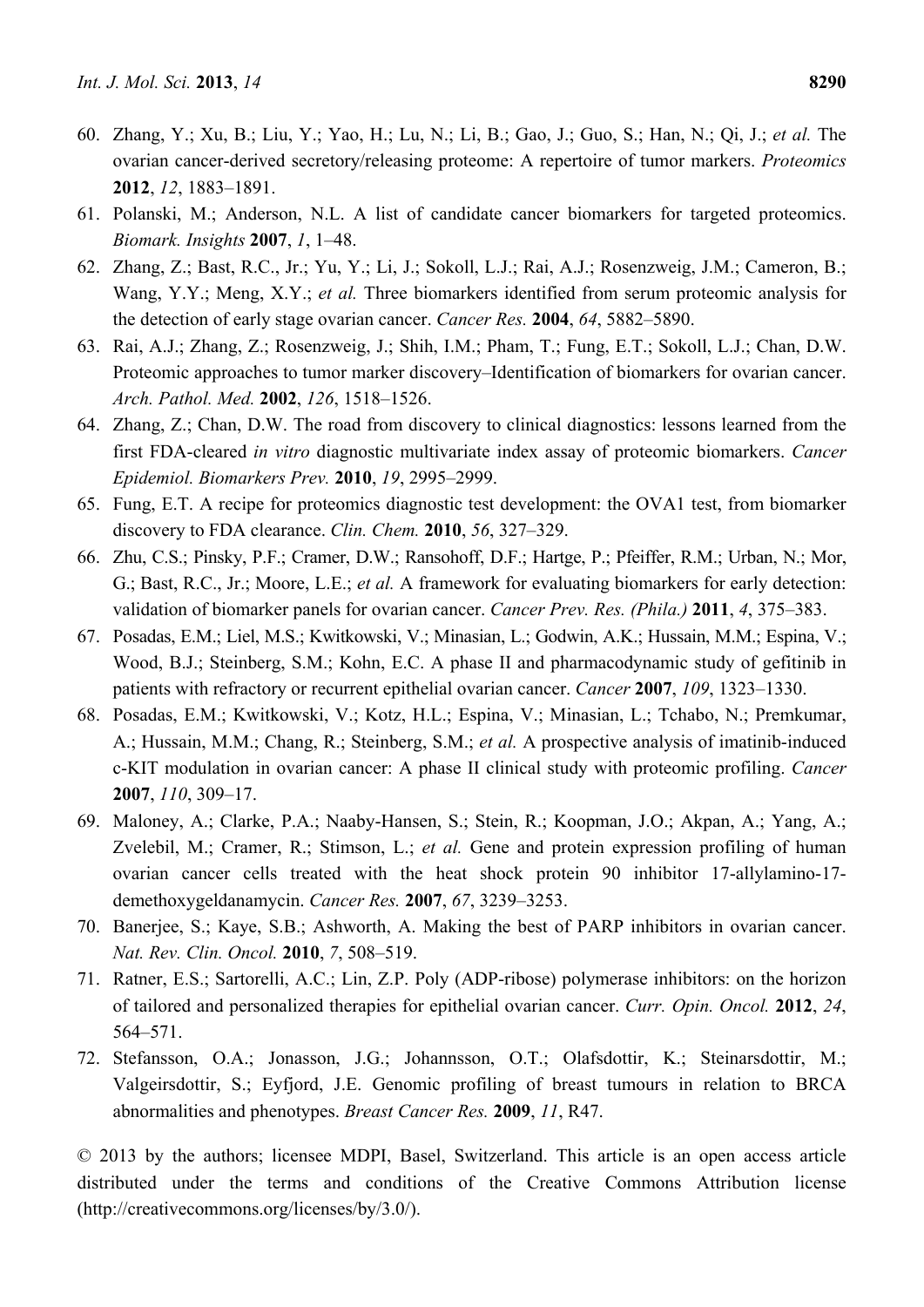60. Zhang, Y.; Xu, B.; Liu, Y.; Yao, H.; Lu, N.; Li, B.; Gao, J.; Guo, S.; Han, N.; Qi, J.; *et al.* The ovarian cancer-derived secretory/releasing proteome: A repertoire of tumor markers. *Proteomics* **2012**, *12*, 1883–1891.
61. Polanski, M.; Anderson, N.L. A list of candidate cancer biomarkers for targeted proteomics. *Biomark. Insights* **2007**, *1*, 1–48.
62. Zhang, Z.; Bast, R.C., Jr.; Yu, Y.; Li, J.; Sokoll, L.J.; Rai, A.J.; Rosenzweig, J.M.; Cameron, B.; Wang, Y.Y.; Meng, X.Y.; *et al.* Three biomarkers identified from serum proteomic analysis for the detection of early stage ovarian cancer. *Cancer Res.* **2004**, *64*, 5882–5890.
63. Rai, A.J.; Zhang, Z.; Rosenzweig, J.; Shih, I.M.; Pham, T.; Fung, E.T.; Sokoll, L.J.; Chan, D.W. Proteomic approaches to tumor marker discovery–Identification of biomarkers for ovarian cancer. *Arch. Pathol. Med.* **2002**, *126*, 1518–1526.
64. Zhang, Z.; Chan, D.W. The road from discovery to clinical diagnostics: lessons learned from the first FDA-cleared *in vitro* diagnostic multivariate index assay of proteomic biomarkers. *Cancer Epidemiol. Biomarkers Prev.* **2010**, *19*, 2995–2999.
65. Fung, E.T. A recipe for proteomics diagnostic test development: the OVA1 test, from biomarker discovery to FDA clearance. *Clin. Chem.* **2010**, *56*, 327–329.
66. Zhu, C.S.; Pinsky, P.F.; Cramer, D.W.; Ransohoff, D.F.; Hartge, P.; Pfeiffer, R.M.; Urban, N.; Mor, G.; Bast, R.C., Jr.; Moore, L.E.; *et al.* A framework for evaluating biomarkers for early detection: validation of biomarker panels for ovarian cancer. *Cancer Prev. Res. (Phila.)* **2011**, *4*, 375–383.
67. Posadas, E.M.; Liel, M.S.; Kwitkowski, V.; Minasian, L.; Godwin, A.K.; Hussain, M.M.; Espina, V.; Wood, B.J.; Steinberg, S.M.; Kohn, E.C. A phase II and pharmacodynamic study of gefitinib in patients with refractory or recurrent epithelial ovarian cancer. *Cancer* **2007**, *109*, 1323–1330.
68. Posadas, E.M.; Kwitkowski, V.; Kotz, H.L.; Espina, V.; Minasian, L.; Tchabo, N.; Premkumar, A.; Hussain, M.M.; Chang, R.; Steinberg, S.M.; *et al.* A prospective analysis of imatinib-induced c-KIT modulation in ovarian cancer: A phase II clinical study with proteomic profiling. *Cancer* **2007**, *110*, 309–17.
69. Maloney, A.; Clarke, P.A.; Naaby-Hansen, S.; Stein, R.; Koopman, J.O.; Akpan, A.; Yang, A.; Zvelebil, M.; Cramer, R.; Stimson, L.; *et al.* Gene and protein expression profiling of human ovarian cancer cells treated with the heat shock protein 90 inhibitor 17-allylamino-17-demethoxygeldanamycin. *Cancer Res.* **2007**, *67*, 3239–3253.
70. Banerjee, S.; Kaye, S.B.; Ashworth, A. Making the best of PARP inhibitors in ovarian cancer. *Nat. Rev. Clin. Oncol.* **2010**, *7*, 508–519.
71. Ratner, E.S.; Sartorelli, A.C.; Lin, Z.P. Poly (ADP-ribose) polymerase inhibitors: on the horizon of tailored and personalized therapies for epithelial ovarian cancer. *Curr. Opin. Oncol.* **2012**, *24*, 564–571.
72. Stefansson, O.A.; Jonasson, J.G.; Johannsson, O.T.; Olafsdottir, K.; Steinarsdottir, M.; Valgeirsdottir, S.; Eyfjord, J.E. Genomic profiling of breast tumours in relation to BRCA abnormalities and phenotypes. *Breast Cancer Res.* **2009**, *11*, R47.

© 2013 by the authors; licensee MDPI, Basel, Switzerland. This article is an open access article distributed under the terms and conditions of the Creative Commons Attribution license (http://creativecommons.org/licenses/by/3.0/).